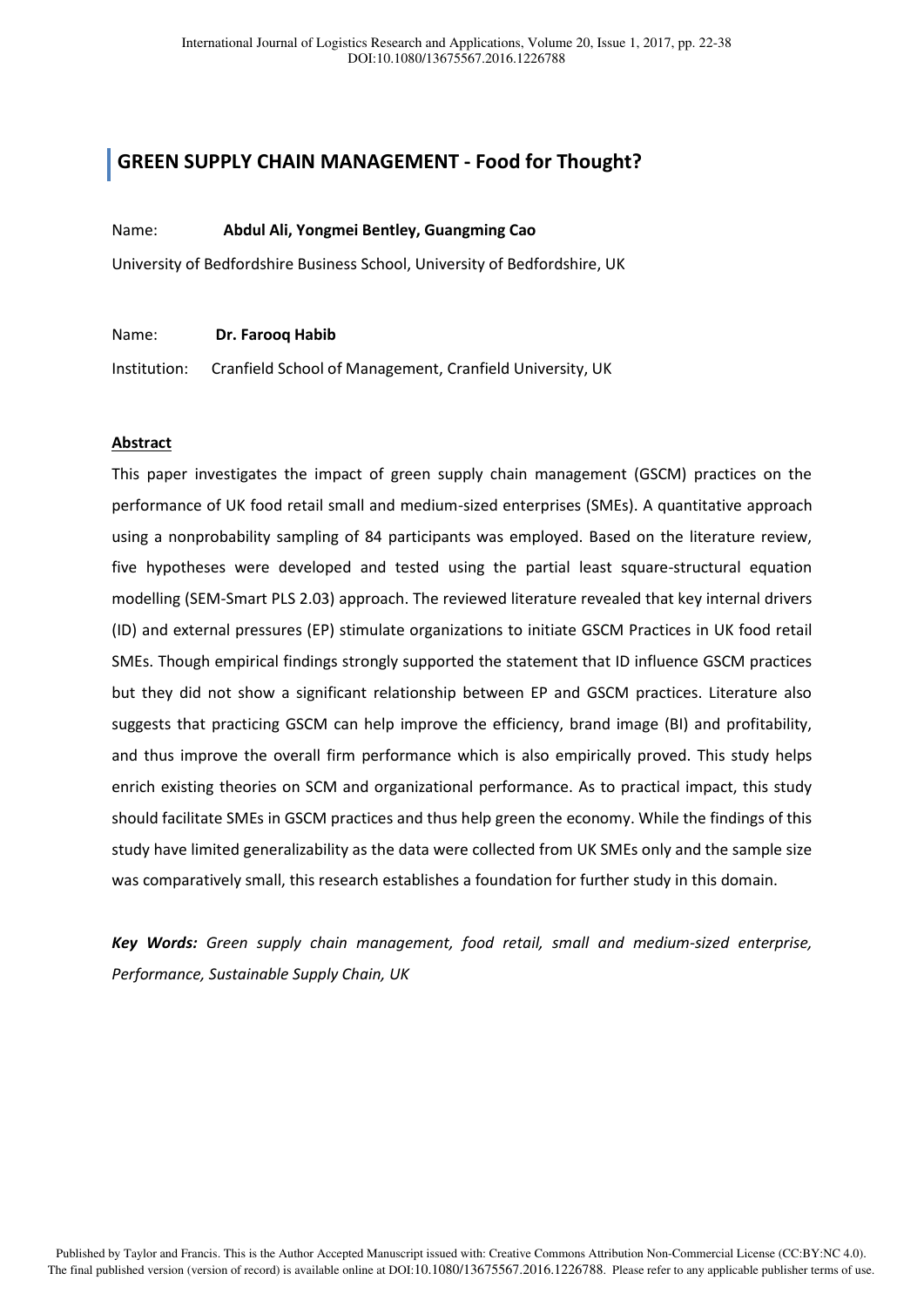# GREEN SUPPLY CHAIN MANAGEMENT - Food for Thought?

Name: **Abdul Ali, Yongmei Bentley, Guangming Cao**

University of Bedfordshire Business School, University of Bedfordshire, UK

Name: **Dr. Farooq Habib**

Institution: Cranfield School of Management, Cranfield University, UK

**Abstract**

This paper investigates the impact of green supply chain management (GSCM) practices on the performance of UK food retail small and medium-sized enterprises (SMEs). A quantitative approach using a nonprobability sampling of 84 participants was employed. Based on the literature review, five hypotheses were developed and tested using the partial least square-structural equation modelling (SEM-Smart PLS 2.03) approach. The reviewed literature revealed that key internal drivers (ID) and external pressures (EP) stimulate organizations to initiate GSCM Practices in UK food retail SMEs. Though empirical findings strongly supported the statement that ID influence GSCM practices but they did not show a significant relationship between EP and GSCM practices. Literature also suggests that practicing GSCM can help improve the efficiency, brand image (BI) and profitability, and thus improve the overall firm performance which is also empirically proved. This study helps enrich existing theories on SCM and organizational performance. As to practical impact, this study should facilitate SMEs in GSCM practices and thus help green the economy. While the findings of this study have limited generalizability as the data were collected from UK SMEs only and the sample size was comparatively small, this research establishes a foundation for further study in this domain.

***Key Words:*** *Green supply chain management, food retail, small and medium-sized enterprise, Performance, Sustainable Supply Chain, UK*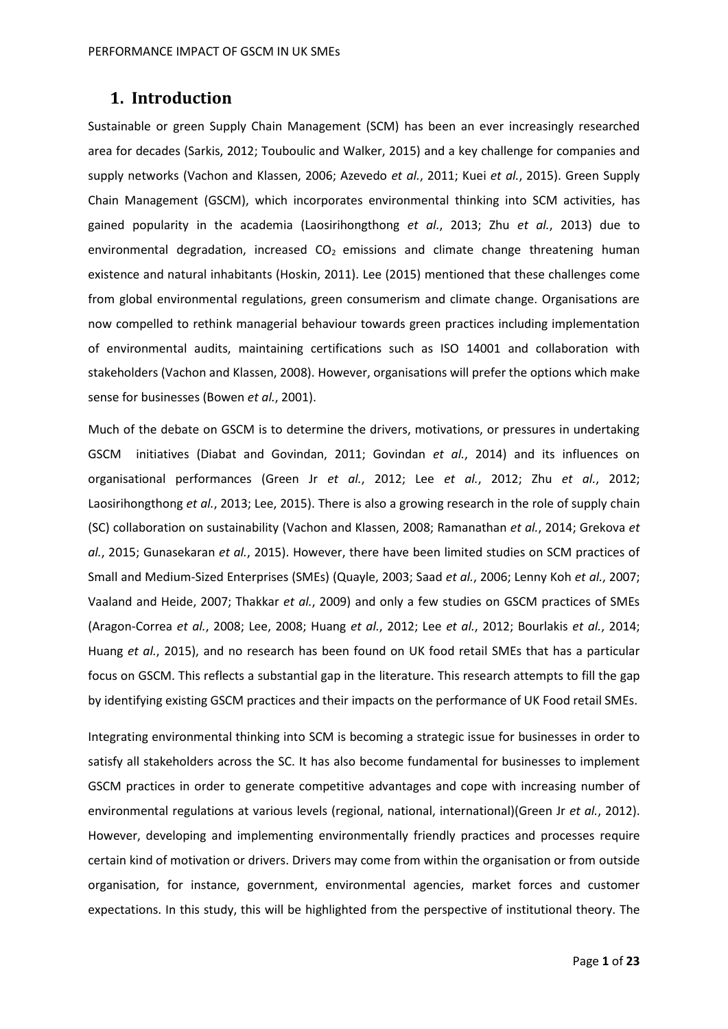# 1. Introduction

Sustainable or green Supply Chain Management (SCM) has been an ever increasingly researched area for decades (Sarkis, 2012; Touboulic and Walker, 2015) and a key challenge for companies and supply networks (Vachon and Klassen, 2006; Azevedo *et al.*, 2011; Kuei *et al.*, 2015). Green Supply Chain Management (GSCM), which incorporates environmental thinking into SCM activities, has gained popularity in the academia (Laosirihongthong *et al.*, 2013; Zhu *et al.*, 2013) due to environmental degradation, increased $CO_2$ emissions and climate change threatening human existence and natural inhabitants (Hoskin, 2011). Lee (2015) mentioned that these challenges come from global environmental regulations, green consumerism and climate change. Organisations are now compelled to rethink managerial behaviour towards green practices including implementation of environmental audits, maintaining certifications such as ISO 14001 and collaboration with stakeholders (Vachon and Klassen, 2008). However, organisations will prefer the options which make sense for businesses (Bowen *et al.*, 2001).

Much of the debate on GSCM is to determine the drivers, motivations, or pressures in undertaking GSCM initiatives (Diabat and Govindan, 2011; Govindan *et al.*, 2014) and its influences on organisational performances (Green Jr *et al.*, 2012; Lee *et al.*, 2012; Zhu *et al.*, 2012; Laosirihongthong *et al.*, 2013; Lee, 2015). There is also a growing research in the role of supply chain (SC) collaboration on sustainability (Vachon and Klassen, 2008; Ramanathan *et al.*, 2014; Grekova *et al.*, 2015; Gunasekaran *et al.*, 2015). However, there have been limited studies on SCM practices of Small and Medium-Sized Enterprises (SMEs) (Quayle, 2003; Saad *et al.*, 2006; Lenny Koh *et al.*, 2007; Vaaland and Heide, 2007; Thakkar *et al.*, 2009) and only a few studies on GSCM practices of SMEs (Aragon-Correa *et al.*, 2008; Lee, 2008; Huang *et al.*, 2012; Lee *et al.*, 2012; Bourlakis *et al.*, 2014; Huang *et al.*, 2015), and no research has been found on UK food retail SMEs that has a particular focus on GSCM. This reflects a substantial gap in the literature. This research attempts to fill the gap by identifying existing GSCM practices and their impacts on the performance of UK Food retail SMEs.

Integrating environmental thinking into SCM is becoming a strategic issue for businesses in order to satisfy all stakeholders across the SC. It has also become fundamental for businesses to implement GSCM practices in order to generate competitive advantages and cope with increasing number of environmental regulations at various levels (regional, national, international)(Green Jr *et al.*, 2012). However, developing and implementing environmentally friendly practices and processes require certain kind of motivation or drivers. Drivers may come from within the organisation or from outside organisation, for instance, government, environmental agencies, market forces and customer expectations. In this study, this will be highlighted from the perspective of institutional theory. The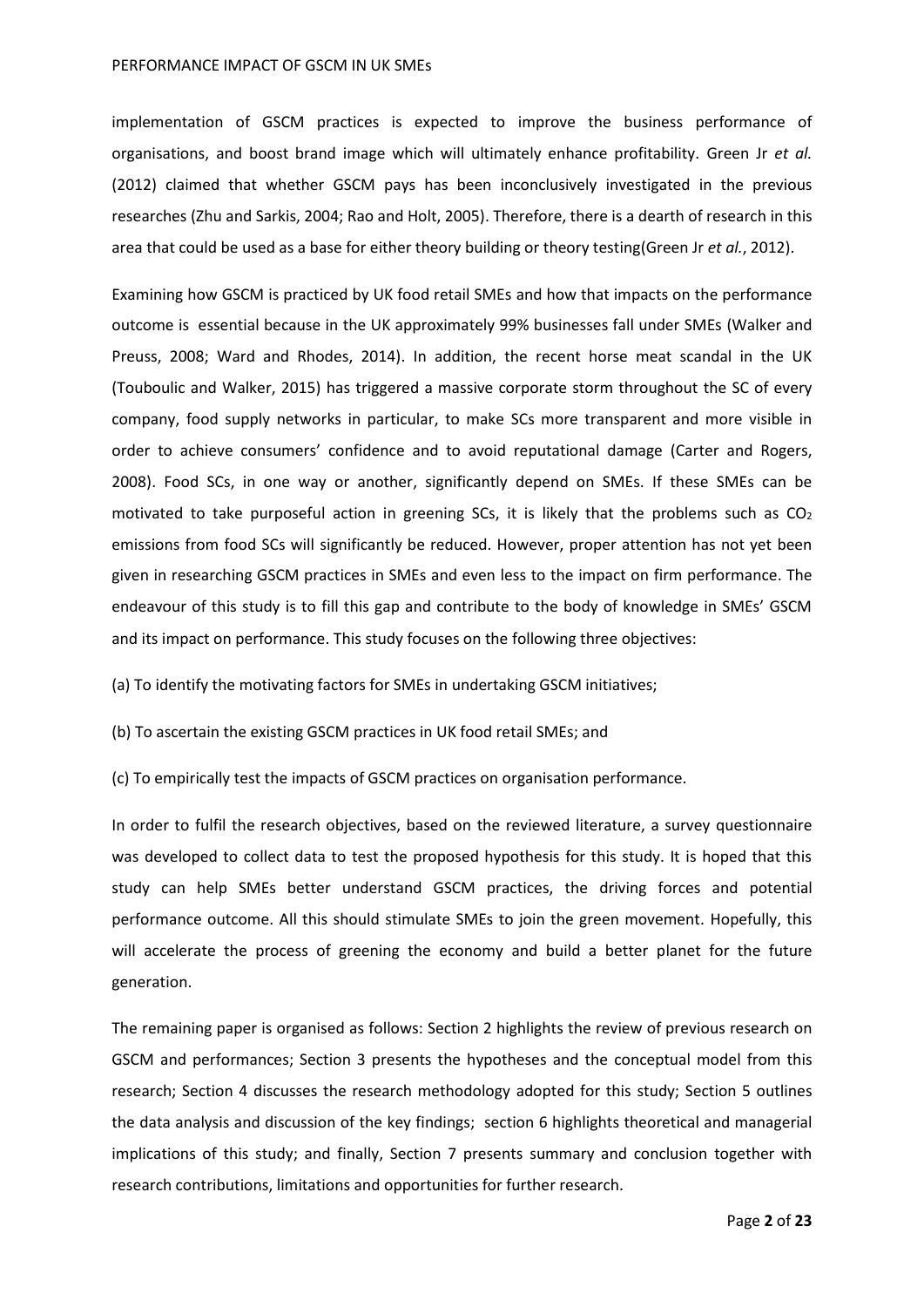implementation of GSCM practices is expected to improve the business performance of organisations, and boost brand image which will ultimately enhance profitability. Green Jr *et al.* (2012) claimed that whether GSCM pays has been inconclusively investigated in the previous researches (Zhu and Sarkis, 2004; Rao and Holt, 2005). Therefore, there is a dearth of research in this area that could be used as a base for either theory building or theory testing(Green Jr *et al.*, 2012).

Examining how GSCM is practiced by UK food retail SMEs and how that impacts on the performance outcome is essential because in the UK approximately 99% businesses fall under SMEs (Walker and Preuss, 2008; Ward and Rhodes, 2014). In addition, the recent horse meat scandal in the UK (Touboulic and Walker, 2015) has triggered a massive corporate storm throughout the SC of every company, food supply networks in particular, to make SCs more transparent and more visible in order to achieve consumers' confidence and to avoid reputational damage (Carter and Rogers, 2008). Food SCs, in one way or another, significantly depend on SMEs. If these SMEs can be motivated to take purposeful action in greening SCs, it is likely that the problems such as $CO_2$ emissions from food SCs will significantly be reduced. However, proper attention has not yet been given in researching GSCM practices in SMEs and even less to the impact on firm performance. The endeavour of this study is to fill this gap and contribute to the body of knowledge in SMEs' GSCM and its impact on performance. This study focuses on the following three objectives:

(a) To identify the motivating factors for SMEs in undertaking GSCM initiatives;

(b) To ascertain the existing GSCM practices in UK food retail SMEs; and

(c) To empirically test the impacts of GSCM practices on organisation performance.

In order to fulfil the research objectives, based on the reviewed literature, a survey questionnaire was developed to collect data to test the proposed hypothesis for this study. It is hoped that this study can help SMEs better understand GSCM practices, the driving forces and potential performance outcome. All this should stimulate SMEs to join the green movement. Hopefully, this will accelerate the process of greening the economy and build a better planet for the future generation.

The remaining paper is organised as follows: Section 2 highlights the review of previous research on GSCM and performances; Section 3 presents the hypotheses and the conceptual model from this research; Section 4 discusses the research methodology adopted for this study; Section 5 outlines the data analysis and discussion of the key findings; section 6 highlights theoretical and managerial implications of this study; and finally, Section 7 presents summary and conclusion together with research contributions, limitations and opportunities for further research.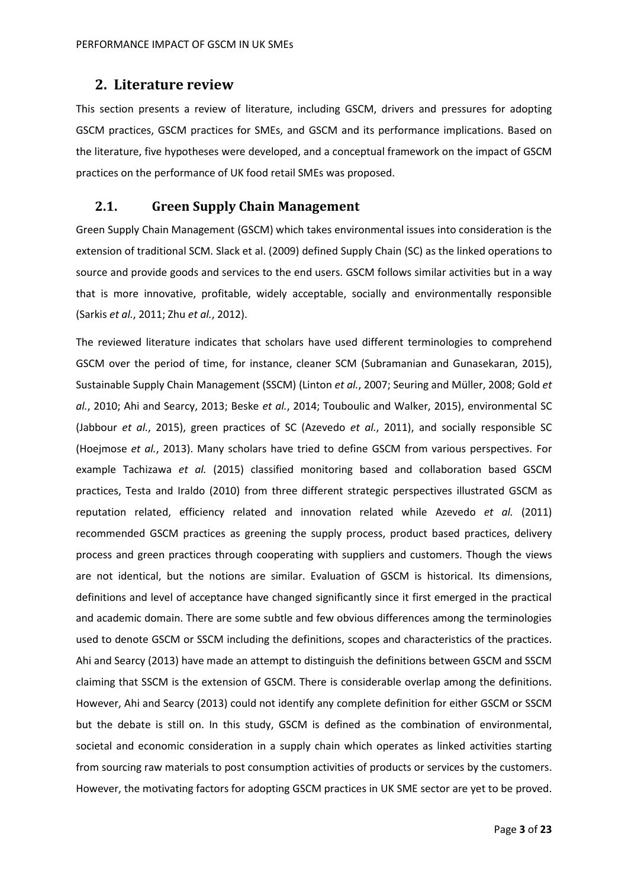## 2. Literature review

This section presents a review of literature, including GSCM, drivers and pressures for adopting GSCM practices, GSCM practices for SMEs, and GSCM and its performance implications. Based on the literature, five hypotheses were developed, and a conceptual framework on the impact of GSCM practices on the performance of UK food retail SMEs was proposed.

### 2.1. Green Supply Chain Management

Green Supply Chain Management (GSCM) which takes environmental issues into consideration is the extension of traditional SCM. Slack et al. (2009) defined Supply Chain (SC) as the linked operations to source and provide goods and services to the end users. GSCM follows similar activities but in a way that is more innovative, profitable, widely acceptable, socially and environmentally responsible (Sarkis *et al.*, 2011; Zhu *et al.*, 2012).

The reviewed literature indicates that scholars have used different terminologies to comprehend GSCM over the period of time, for instance, cleaner SCM (Subramanian and Gunasekaran, 2015), Sustainable Supply Chain Management (SSCM) (Linton *et al.*, 2007; Seuring and Müller, 2008; Gold *et al.*, 2010; Ahi and Searcy, 2013; Beske *et al.*, 2014; Touboulic and Walker, 2015), environmental SC (Jabbour *et al.*, 2015), green practices of SC (Azevedo *et al.*, 2011), and socially responsible SC (Hoejmose *et al.*, 2013). Many scholars have tried to define GSCM from various perspectives. For example Tachizawa *et al.* (2015) classified monitoring based and collaboration based GSCM practices, Testa and Iraldo (2010) from three different strategic perspectives illustrated GSCM as reputation related, efficiency related and innovation related while Azevedo *et al.* (2011) recommended GSCM practices as greening the supply process, product based practices, delivery process and green practices through cooperating with suppliers and customers. Though the views are not identical, but the notions are similar. Evaluation of GSCM is historical. Its dimensions, definitions and level of acceptance have changed significantly since it first emerged in the practical and academic domain. There are some subtle and few obvious differences among the terminologies used to denote GSCM or SSCM including the definitions, scopes and characteristics of the practices. Ahi and Searcy (2013) have made an attempt to distinguish the definitions between GSCM and SSCM claiming that SSCM is the extension of GSCM. There is considerable overlap among the definitions. However, Ahi and Searcy (2013) could not identify any complete definition for either GSCM or SSCM but the debate is still on. In this study, GSCM is defined as the combination of environmental, societal and economic consideration in a supply chain which operates as linked activities starting from sourcing raw materials to post consumption activities of products or services by the customers. However, the motivating factors for adopting GSCM practices in UK SME sector are yet to be proved.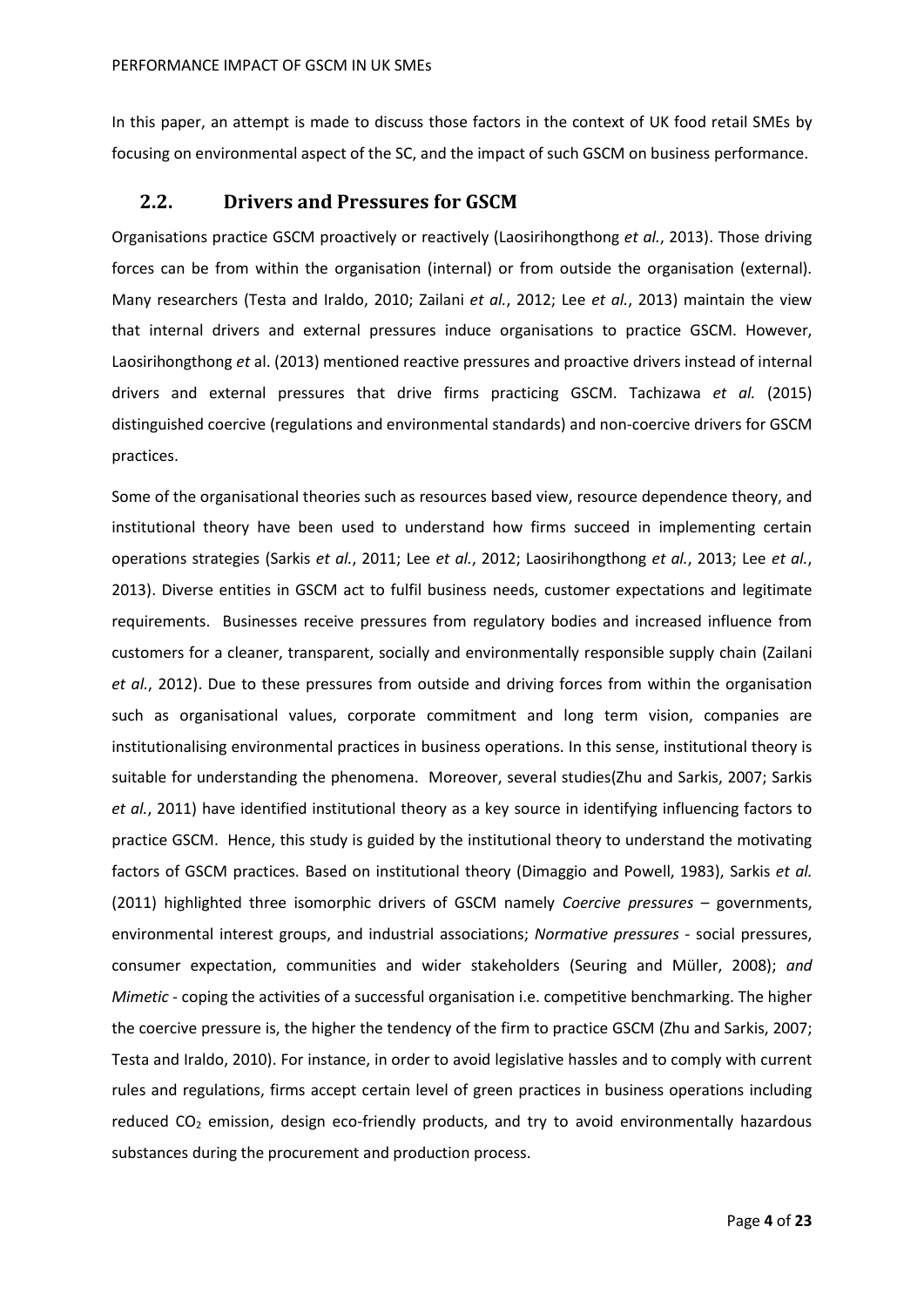In this paper, an attempt is made to discuss those factors in the context of UK food retail SMEs by focusing on environmental aspect of the SC, and the impact of such GSCM on business performance.

## 2.2. Drivers and Pressures for GSCM

Organisations practice GSCM proactively or reactively (Laosirihongthong *et al.*, 2013). Those driving forces can be from within the organisation (internal) or from outside the organisation (external). Many researchers (Testa and Iraldo, 2010; Zailani *et al.*, 2012; Lee *et al.*, 2013) maintain the view that internal drivers and external pressures induce organisations to practice GSCM. However, Laosirihongthong *et* al. (2013) mentioned reactive pressures and proactive drivers instead of internal drivers and external pressures that drive firms practicing GSCM. Tachizawa *et al.* (2015) distinguished coercive (regulations and environmental standards) and non-coercive drivers for GSCM practices.

Some of the organisational theories such as resources based view, resource dependence theory, and institutional theory have been used to understand how firms succeed in implementing certain operations strategies (Sarkis *et al.*, 2011; Lee *et al.*, 2012; Laosirihongthong *et al.*, 2013; Lee *et al.*, 2013). Diverse entities in GSCM act to fulfil business needs, customer expectations and legitimate requirements. Businesses receive pressures from regulatory bodies and increased influence from customers for a cleaner, transparent, socially and environmentally responsible supply chain (Zailani *et al.*, 2012). Due to these pressures from outside and driving forces from within the organisation such as organisational values, corporate commitment and long term vision, companies are institutionalising environmental practices in business operations. In this sense, institutional theory is suitable for understanding the phenomena. Moreover, several studies(Zhu and Sarkis, 2007; Sarkis *et al.*, 2011) have identified institutional theory as a key source in identifying influencing factors to practice GSCM. Hence, this study is guided by the institutional theory to understand the motivating factors of GSCM practices. Based on institutional theory (Dimaggio and Powell, 1983), Sarkis *et al.* (2011) highlighted three isomorphic drivers of GSCM namely *Coercive pressures* – governments, environmental interest groups, and industrial associations; *Normative pressures* - social pressures, consumer expectation, communities and wider stakeholders (Seuring and Müller, 2008); *and Mimetic* - coping the activities of a successful organisation i.e. competitive benchmarking. The higher the coercive pressure is, the higher the tendency of the firm to practice GSCM (Zhu and Sarkis, 2007; Testa and Iraldo, 2010). For instance, in order to avoid legislative hassles and to comply with current rules and regulations, firms accept certain level of green practices in business operations including reduced $CO_2$ emission, design eco-friendly products, and try to avoid environmentally hazardous substances during the procurement and production process.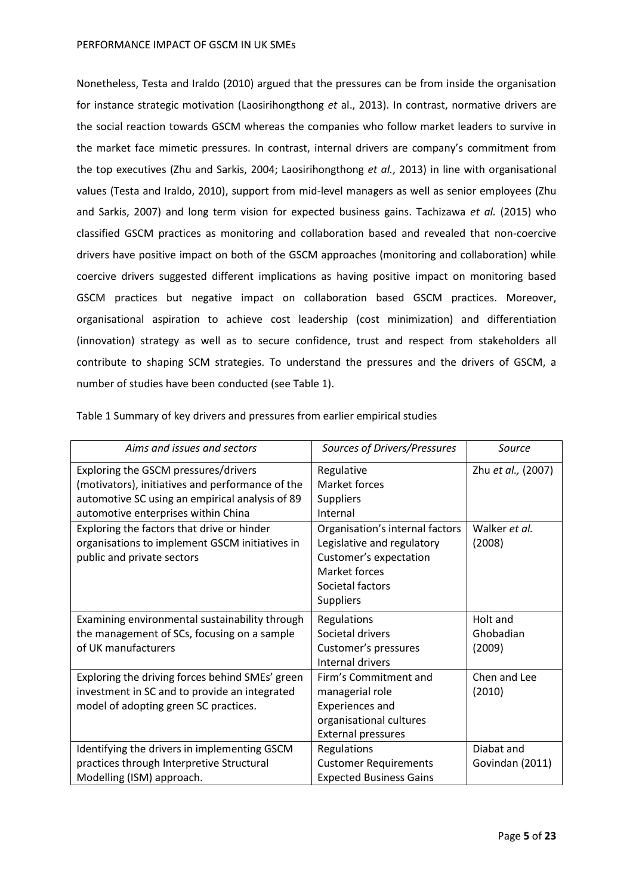Nonetheless, Testa and Iraldo (2010) argued that the pressures can be from inside the organisation for instance strategic motivation (Laosirihongthong *et* al., 2013). In contrast, normative drivers are the social reaction towards GSCM whereas the companies who follow market leaders to survive in the market face mimetic pressures. In contrast, internal drivers are company's commitment from the top executives (Zhu and Sarkis, 2004; Laosirihongthong *et al.*, 2013) in line with organisational values (Testa and Iraldo, 2010), support from mid-level managers as well as senior employees (Zhu and Sarkis, 2007) and long term vision for expected business gains. Tachizawa *et al.* (2015) who classified GSCM practices as monitoring and collaboration based and revealed that non-coercive drivers have positive impact on both of the GSCM approaches (monitoring and collaboration) while coercive drivers suggested different implications as having positive impact on monitoring based GSCM practices but negative impact on collaboration based GSCM practices. Moreover, organisational aspiration to achieve cost leadership (cost minimization) and differentiation (innovation) strategy as well as to secure confidence, trust and respect from stakeholders all contribute to shaping SCM strategies. To understand the pressures and the drivers of GSCM, a number of studies have been conducted (see Table 1).

Table 1 Summary of key drivers and pressures from earlier empirical studies

| *Aims and issues and sectors* | *Sources of Drivers/Pressures* | *Source* |
|---|---|---|
| Exploring the GSCM pressures/drivers (motivators), initiatives and performance of the automotive SC using an empirical analysis of 89 automotive enterprises within China | Regulative<br>Market forces<br>Suppliers<br>Internal | Zhu *et al.,* (2007) |
| Exploring the factors that drive or hinder organisations to implement GSCM initiatives in public and private sectors | Organisation's internal factors<br>Legislative and regulatory<br>Customer's expectation<br>Market forces<br>Societal factors<br>Suppliers | Walker *et al.* (2008) |
| Examining environmental sustainability through the management of SCs, focusing on a sample of UK manufacturers | Regulations<br>Societal drivers<br>Customer's pressures<br>Internal drivers | Holt and Ghobadian (2009) |
| Exploring the driving forces behind SMEs' green investment in SC and to provide an integrated model of adopting green SC practices. | Firm's Commitment and managerial role<br>Experiences and organisational cultures<br>External pressures | Chen and Lee (2010) |
| Identifying the drivers in implementing GSCM practices through Interpretive Structural Modelling (ISM) approach. | Regulations<br>Customer Requirements<br>Expected Business Gains | Diabat and Govindan (2011) |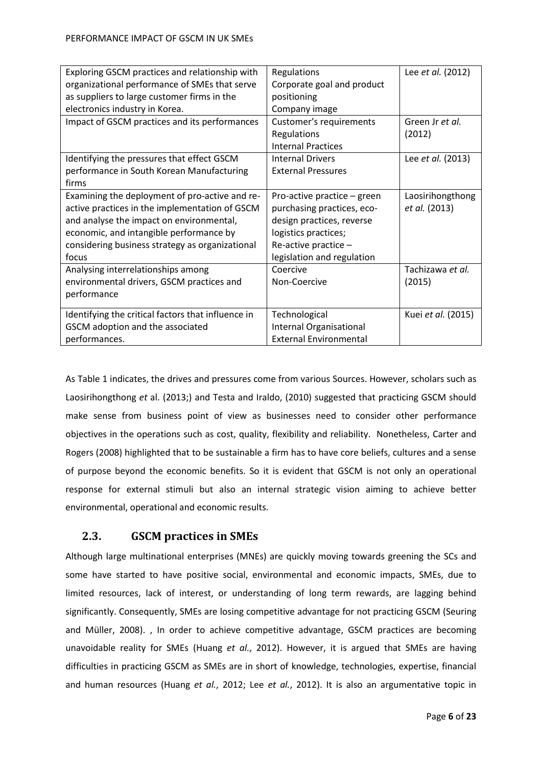| | | |
|---|---|---|
| Exploring GSCM practices and relationship with organizational performance of SMEs that serve as suppliers to large customer firms in the electronics industry in Korea. | Regulations<br>Corporate goal and product positioning<br>Company image | Lee *et al.* (2012) |
| Impact of GSCM practices and its performances | Customer's requirements<br>Regulations<br>Internal Practices | Green Jr *et al.* (2012) |
| Identifying the pressures that effect GSCM performance in South Korean Manufacturing firms | Internal Drivers<br>External Pressures | Lee *et al.* (2013) |
| Examining the deployment of pro-active and re-active practices in the implementation of GSCM and analyse the impact on environmental, economic, and intangible performance by considering business strategy as organizational focus | Pro-active practice – green purchasing practices, eco-design practices, reverse logistics practices;<br>Re-active practice – legislation and regulation | Laosirihongthong *et al.* (2013) |
| Analysing interrelationships among environmental drivers, GSCM practices and performance | Coercive<br>Non-Coercive | Tachizawa *et al.* (2015) |
| Identifying the critical factors that influence in GSCM adoption and the associated performances. | Technological<br>Internal Organisational<br>External Environmental | Kuei *et al.* (2015) |

As Table 1 indicates, the drives and pressures come from various Sources. However, scholars such as Laosirihongthong *et* al. (2013;) and Testa and Iraldo, (2010) suggested that practicing GSCM should make sense from business point of view as businesses need to consider other performance objectives in the operations such as cost, quality, flexibility and reliability. Nonetheless, Carter and Rogers (2008) highlighted that to be sustainable a firm has to have core beliefs, cultures and a sense of purpose beyond the economic benefits. So it is evident that GSCM is not only an operational response for external stimuli but also an internal strategic vision aiming to achieve better environmental, operational and economic results.

## 2.3. GSCM practices in SMEs

Although large multinational enterprises (MNEs) are quickly moving towards greening the SCs and some have started to have positive social, environmental and economic impacts, SMEs, due to limited resources, lack of interest, or understanding of long term rewards, are lagging behind significantly. Consequently, SMEs are losing competitive advantage for not practicing GSCM (Seuring and Müller, 2008). , In order to achieve competitive advantage, GSCM practices are becoming unavoidable reality for SMEs (Huang *et al.*, 2012). However, it is argued that SMEs are having difficulties in practicing GSCM as SMEs are in short of knowledge, technologies, expertise, financial and human resources (Huang *et al.*, 2012; Lee *et al.*, 2012). It is also an argumentative topic in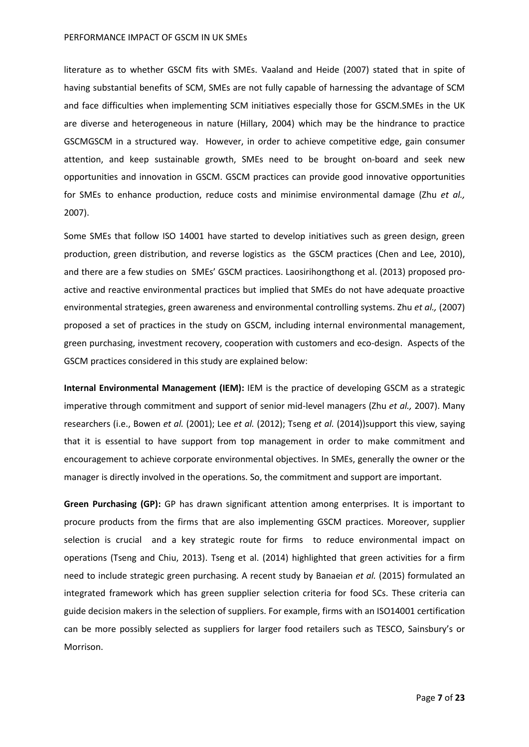literature as to whether GSCM fits with SMEs. Vaaland and Heide (2007) stated that in spite of having substantial benefits of SCM, SMEs are not fully capable of harnessing the advantage of SCM and face difficulties when implementing SCM initiatives especially those for GSCM.SMEs in the UK are diverse and heterogeneous in nature (Hillary, 2004) which may be the hindrance to practice GSCMGSCM in a structured way. However, in order to achieve competitive edge, gain consumer attention, and keep sustainable growth, SMEs need to be brought on-board and seek new opportunities and innovation in GSCM. GSCM practices can provide good innovative opportunities for SMEs to enhance production, reduce costs and minimise environmental damage (Zhu *et al.,* 2007).

Some SMEs that follow ISO 14001 have started to develop initiatives such as green design, green production, green distribution, and reverse logistics as the GSCM practices (Chen and Lee, 2010), and there are a few studies on SMEs' GSCM practices. Laosirihongthong et al. (2013) proposed pro-active and reactive environmental practices but implied that SMEs do not have adequate proactive environmental strategies, green awareness and environmental controlling systems. Zhu *et al.,* (2007) proposed a set of practices in the study on GSCM, including internal environmental management, green purchasing, investment recovery, cooperation with customers and eco-design. Aspects of the GSCM practices considered in this study are explained below:

**Internal Environmental Management (IEM):** IEM is the practice of developing GSCM as a strategic imperative through commitment and support of senior mid-level managers (Zhu *et al.,* 2007). Many researchers (i.e., Bowen *et al.* (2001); Lee *et al.* (2012); Tseng *et al.* (2014))support this view, saying that it is essential to have support from top management in order to make commitment and encouragement to achieve corporate environmental objectives. In SMEs, generally the owner or the manager is directly involved in the operations. So, the commitment and support are important.

**Green Purchasing (GP):** GP has drawn significant attention among enterprises. It is important to procure products from the firms that are also implementing GSCM practices. Moreover, supplier selection is crucial and a key strategic route for firms to reduce environmental impact on operations (Tseng and Chiu, 2013). Tseng et al. (2014) highlighted that green activities for a firm need to include strategic green purchasing. A recent study by Banaeian *et al.* (2015) formulated an integrated framework which has green supplier selection criteria for food SCs. These criteria can guide decision makers in the selection of suppliers. For example, firms with an ISO14001 certification can be more possibly selected as suppliers for larger food retailers such as TESCO, Sainsbury's or Morrison.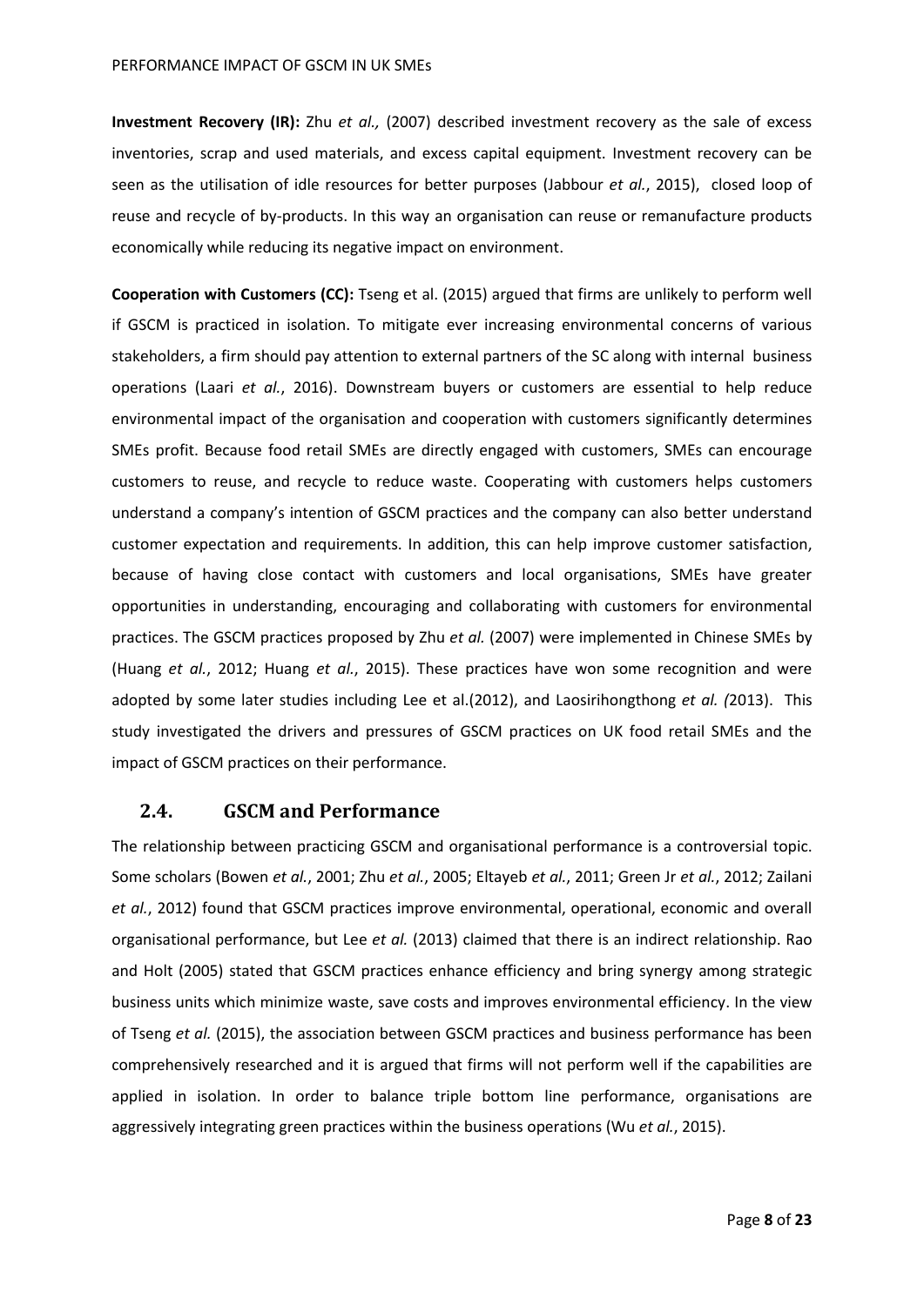**Investment Recovery (IR):** Zhu *et al.,* (2007) described investment recovery as the sale of excess inventories, scrap and used materials, and excess capital equipment. Investment recovery can be seen as the utilisation of idle resources for better purposes (Jabbour *et al.*, 2015), closed loop of reuse and recycle of by-products. In this way an organisation can reuse or remanufacture products economically while reducing its negative impact on environment.

**Cooperation with Customers (CC):** Tseng et al. (2015) argued that firms are unlikely to perform well if GSCM is practiced in isolation. To mitigate ever increasing environmental concerns of various stakeholders, a firm should pay attention to external partners of the SC along with internal business operations (Laari *et al.*, 2016). Downstream buyers or customers are essential to help reduce environmental impact of the organisation and cooperation with customers significantly determines SMEs profit. Because food retail SMEs are directly engaged with customers, SMEs can encourage customers to reuse, and recycle to reduce waste. Cooperating with customers helps customers understand a company's intention of GSCM practices and the company can also better understand customer expectation and requirements. In addition, this can help improve customer satisfaction, because of having close contact with customers and local organisations, SMEs have greater opportunities in understanding, encouraging and collaborating with customers for environmental practices. The GSCM practices proposed by Zhu *et al.* (2007) were implemented in Chinese SMEs by (Huang *et al.*, 2012; Huang *et al.*, 2015). These practices have won some recognition and were adopted by some later studies including Lee et al.(2012), and Laosirihongthong *et al. (*2013). This study investigated the drivers and pressures of GSCM practices on UK food retail SMEs and the impact of GSCM practices on their performance.

## 2.4. GSCM and Performance

The relationship between practicing GSCM and organisational performance is a controversial topic. Some scholars (Bowen *et al.*, 2001; Zhu *et al.*, 2005; Eltayeb *et al.*, 2011; Green Jr *et al.*, 2012; Zailani *et al.*, 2012) found that GSCM practices improve environmental, operational, economic and overall organisational performance, but Lee *et al.* (2013) claimed that there is an indirect relationship. Rao and Holt (2005) stated that GSCM practices enhance efficiency and bring synergy among strategic business units which minimize waste, save costs and improves environmental efficiency. In the view of Tseng *et al.* (2015), the association between GSCM practices and business performance has been comprehensively researched and it is argued that firms will not perform well if the capabilities are applied in isolation. In order to balance triple bottom line performance, organisations are aggressively integrating green practices within the business operations (Wu *et al.*, 2015).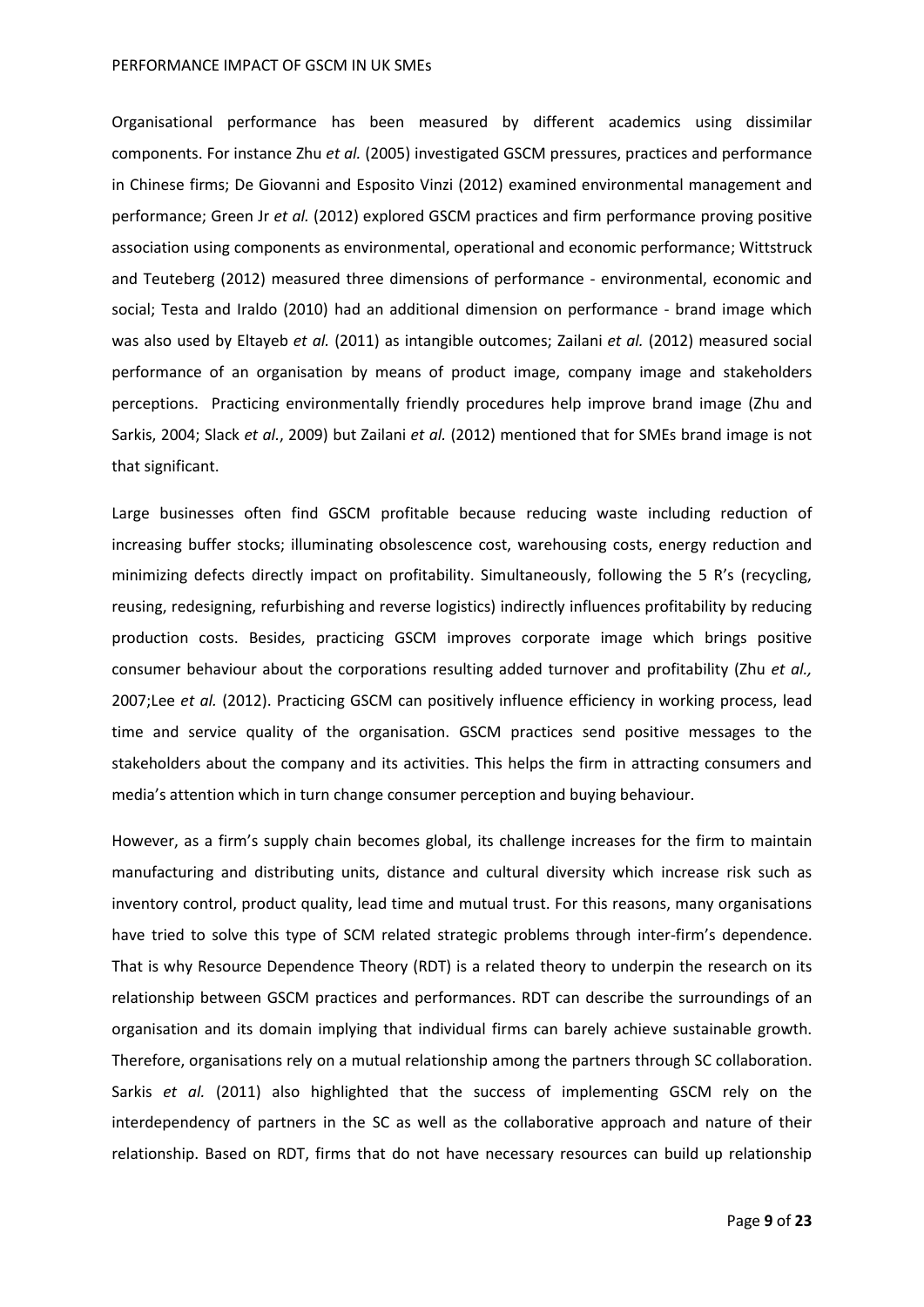Organisational performance has been measured by different academics using dissimilar components. For instance Zhu *et al.* (2005) investigated GSCM pressures, practices and performance in Chinese firms; De Giovanni and Esposito Vinzi (2012) examined environmental management and performance; Green Jr *et al.* (2012) explored GSCM practices and firm performance proving positive association using components as environmental, operational and economic performance; Wittstruck and Teuteberg (2012) measured three dimensions of performance - environmental, economic and social; Testa and Iraldo (2010) had an additional dimension on performance - brand image which was also used by Eltayeb *et al.* (2011) as intangible outcomes; Zailani *et al.* (2012) measured social performance of an organisation by means of product image, company image and stakeholders perceptions. Practicing environmentally friendly procedures help improve brand image (Zhu and Sarkis, 2004; Slack *et al.*, 2009) but Zailani *et al.* (2012) mentioned that for SMEs brand image is not that significant.

Large businesses often find GSCM profitable because reducing waste including reduction of increasing buffer stocks; illuminating obsolescence cost, warehousing costs, energy reduction and minimizing defects directly impact on profitability. Simultaneously, following the 5 R's (recycling, reusing, redesigning, refurbishing and reverse logistics) indirectly influences profitability by reducing production costs. Besides, practicing GSCM improves corporate image which brings positive consumer behaviour about the corporations resulting added turnover and profitability (Zhu *et al.,* 2007;Lee *et al.* (2012). Practicing GSCM can positively influence efficiency in working process, lead time and service quality of the organisation. GSCM practices send positive messages to the stakeholders about the company and its activities. This helps the firm in attracting consumers and media's attention which in turn change consumer perception and buying behaviour.

However, as a firm's supply chain becomes global, its challenge increases for the firm to maintain manufacturing and distributing units, distance and cultural diversity which increase risk such as inventory control, product quality, lead time and mutual trust. For this reasons, many organisations have tried to solve this type of SCM related strategic problems through inter-firm's dependence. That is why Resource Dependence Theory (RDT) is a related theory to underpin the research on its relationship between GSCM practices and performances. RDT can describe the surroundings of an organisation and its domain implying that individual firms can barely achieve sustainable growth. Therefore, organisations rely on a mutual relationship among the partners through SC collaboration. Sarkis *et al.* (2011) also highlighted that the success of implementing GSCM rely on the interdependency of partners in the SC as well as the collaborative approach and nature of their relationship. Based on RDT, firms that do not have necessary resources can build up relationship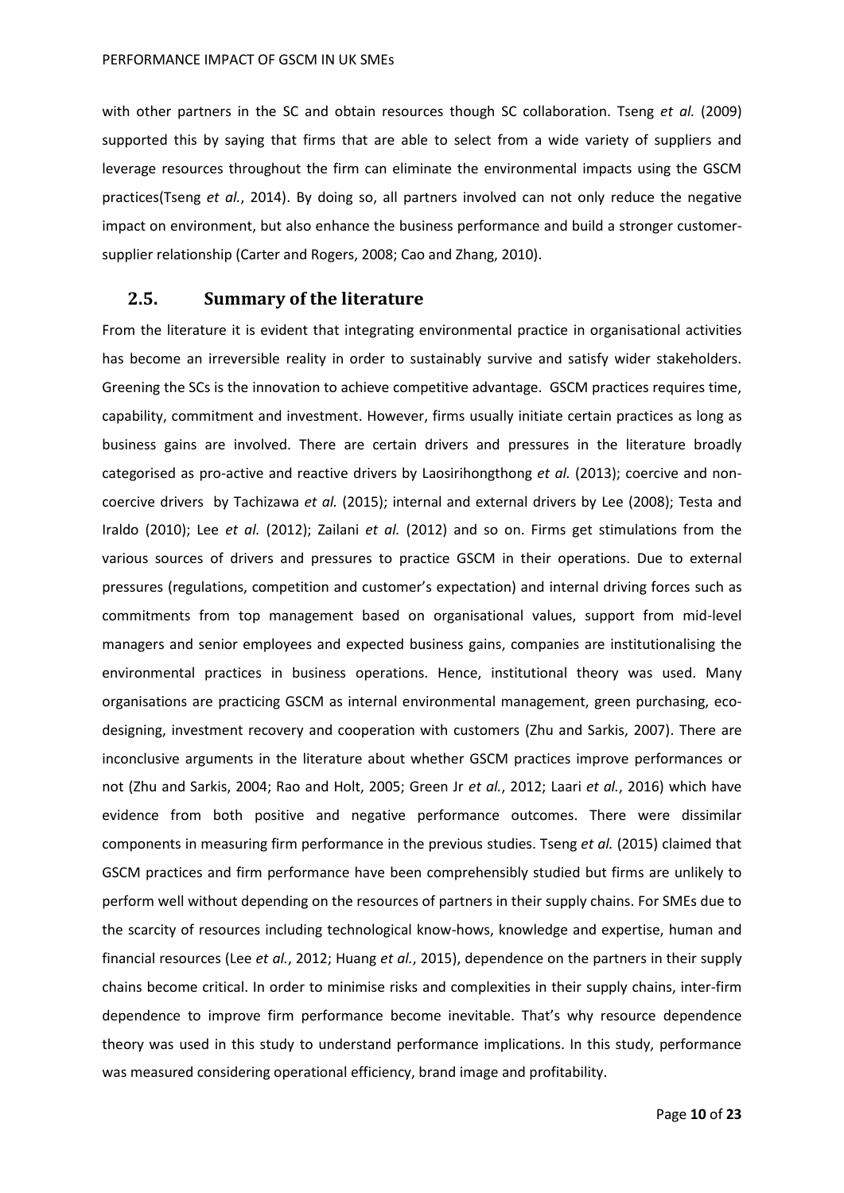with other partners in the SC and obtain resources though SC collaboration. Tseng *et al.* (2009) supported this by saying that firms that are able to select from a wide variety of suppliers and leverage resources throughout the firm can eliminate the environmental impacts using the GSCM practices(Tseng *et al.*, 2014). By doing so, all partners involved can not only reduce the negative impact on environment, but also enhance the business performance and build a stronger customer-supplier relationship (Carter and Rogers, 2008; Cao and Zhang, 2010).

## 2.5. Summary of the literature

From the literature it is evident that integrating environmental practice in organisational activities has become an irreversible reality in order to sustainably survive and satisfy wider stakeholders. Greening the SCs is the innovation to achieve competitive advantage. GSCM practices requires time, capability, commitment and investment. However, firms usually initiate certain practices as long as business gains are involved. There are certain drivers and pressures in the literature broadly categorised as pro-active and reactive drivers by Laosirihongthong *et al.* (2013); coercive and non-coercive drivers by Tachizawa *et al.* (2015); internal and external drivers by Lee (2008); Testa and Iraldo (2010); Lee *et al.* (2012); Zailani *et al.* (2012) and so on. Firms get stimulations from the various sources of drivers and pressures to practice GSCM in their operations. Due to external pressures (regulations, competition and customer's expectation) and internal driving forces such as commitments from top management based on organisational values, support from mid-level managers and senior employees and expected business gains, companies are institutionalising the environmental practices in business operations. Hence, institutional theory was used. Many organisations are practicing GSCM as internal environmental management, green purchasing, eco-designing, investment recovery and cooperation with customers (Zhu and Sarkis, 2007). There are inconclusive arguments in the literature about whether GSCM practices improve performances or not (Zhu and Sarkis, 2004; Rao and Holt, 2005; Green Jr *et al.*, 2012; Laari *et al.*, 2016) which have evidence from both positive and negative performance outcomes. There were dissimilar components in measuring firm performance in the previous studies. Tseng *et al.* (2015) claimed that GSCM practices and firm performance have been comprehensibly studied but firms are unlikely to perform well without depending on the resources of partners in their supply chains. For SMEs due to the scarcity of resources including technological know-hows, knowledge and expertise, human and financial resources (Lee *et al.*, 2012; Huang *et al.*, 2015), dependence on the partners in their supply chains become critical. In order to minimise risks and complexities in their supply chains, inter-firm dependence to improve firm performance become inevitable. That's why resource dependence theory was used in this study to understand performance implications. In this study, performance was measured considering operational efficiency, brand image and profitability.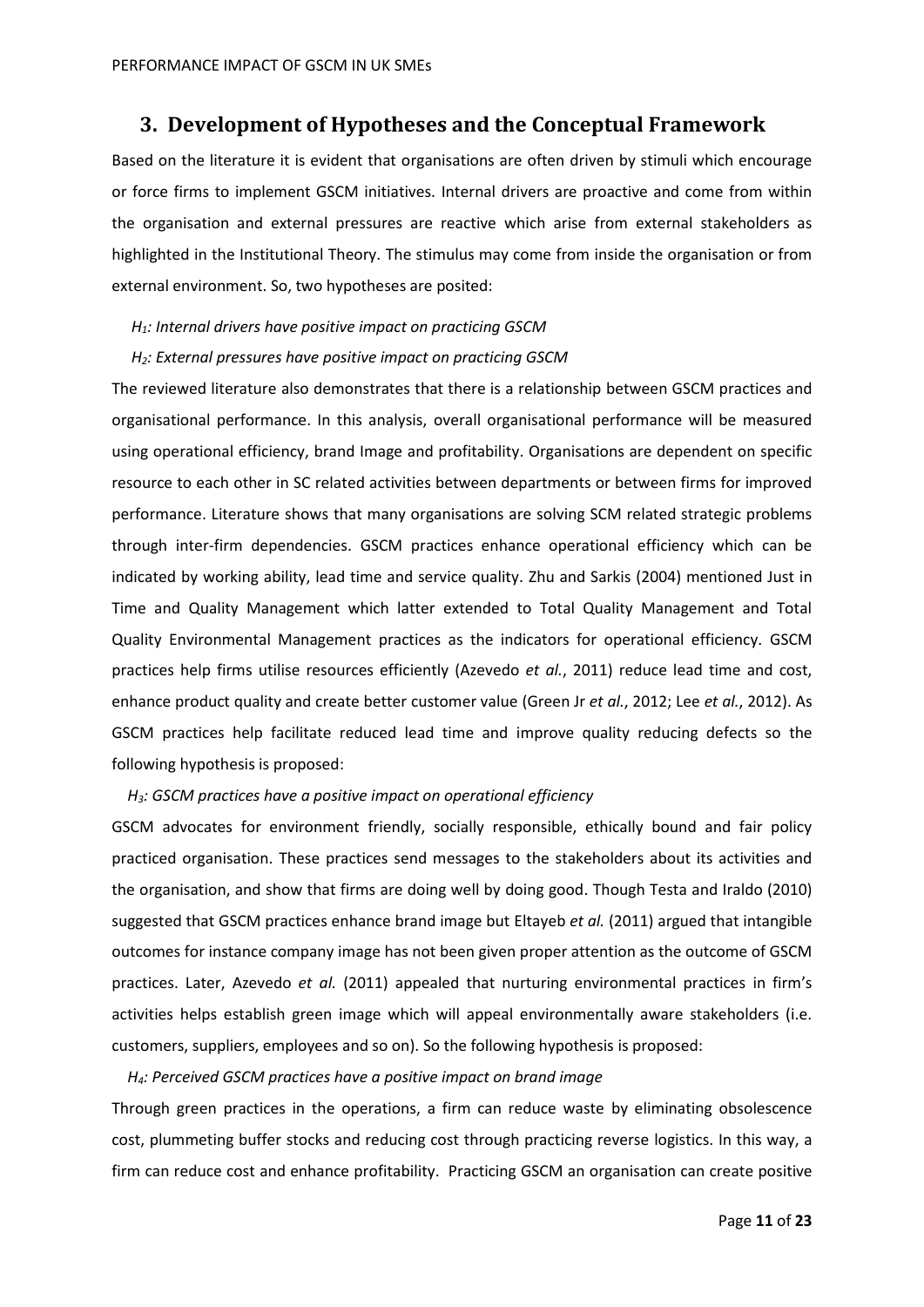## 3. Development of Hypotheses and the Conceptual Framework

Based on the literature it is evident that organisations are often driven by stimuli which encourage or force firms to implement GSCM initiatives. Internal drivers are proactive and come from within the organisation and external pressures are reactive which arise from external stakeholders as highlighted in the Institutional Theory. The stimulus may come from inside the organisation or from external environment. So, two hypotheses are posited:

*$H_1$: Internal drivers have positive impact on practicing GSCM*

*$H_2$: External pressures have positive impact on practicing GSCM*

The reviewed literature also demonstrates that there is a relationship between GSCM practices and organisational performance. In this analysis, overall organisational performance will be measured using operational efficiency, brand Image and profitability. Organisations are dependent on specific resource to each other in SC related activities between departments or between firms for improved performance. Literature shows that many organisations are solving SCM related strategic problems through inter-firm dependencies. GSCM practices enhance operational efficiency which can be indicated by working ability, lead time and service quality. Zhu and Sarkis (2004) mentioned Just in Time and Quality Management which latter extended to Total Quality Management and Total Quality Environmental Management practices as the indicators for operational efficiency. GSCM practices help firms utilise resources efficiently (Azevedo *et al.*, 2011) reduce lead time and cost, enhance product quality and create better customer value (Green Jr *et al.*, 2012; Lee *et al.*, 2012). As GSCM practices help facilitate reduced lead time and improve quality reducing defects so the following hypothesis is proposed:

*$H_3$: GSCM practices have a positive impact on operational efficiency*

GSCM advocates for environment friendly, socially responsible, ethically bound and fair policy practiced organisation. These practices send messages to the stakeholders about its activities and the organisation, and show that firms are doing well by doing good. Though Testa and Iraldo (2010) suggested that GSCM practices enhance brand image but Eltayeb *et al.* (2011) argued that intangible outcomes for instance company image has not been given proper attention as the outcome of GSCM practices. Later, Azevedo *et al.* (2011) appealed that nurturing environmental practices in firm's activities helps establish green image which will appeal environmentally aware stakeholders (i.e. customers, suppliers, employees and so on). So the following hypothesis is proposed:

*$H_4$: Perceived GSCM practices have a positive impact on brand image*

Through green practices in the operations, a firm can reduce waste by eliminating obsolescence cost, plummeting buffer stocks and reducing cost through practicing reverse logistics. In this way, a firm can reduce cost and enhance profitability. Practicing GSCM an organisation can create positive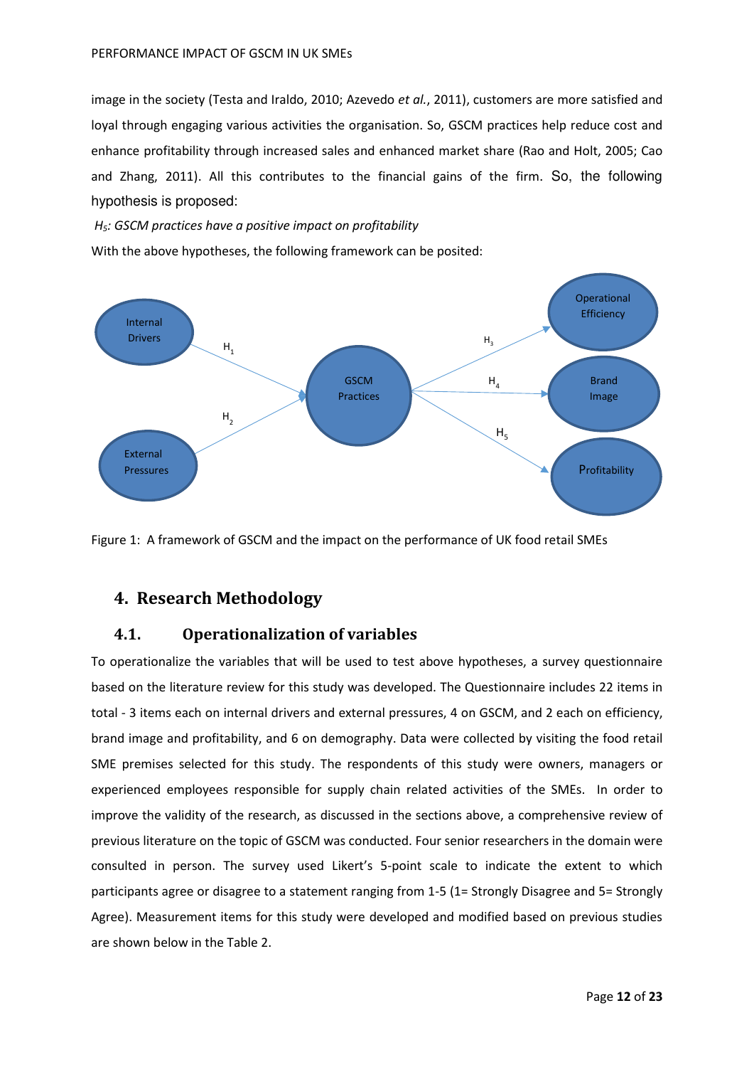image in the society (Testa and Iraldo, 2010; Azevedo *et al.*, 2011), customers are more satisfied and loyal through engaging various activities the organisation. So, GSCM practices help reduce cost and enhance profitability through increased sales and enhanced market share (Rao and Holt, 2005; Cao and Zhang, 2011). All this contributes to the financial gains of the firm. So, the following hypothesis is proposed:

*$H_5$: GSCM practices have a positive impact on profitability*

With the above hypotheses, the following framework can be posited:

Internal Drivers

External Pressures

$H_1$

$H_2$

GSCM Practices

$H_3$

$H_4$

$H_5$

Operational Efficiency

Brand Image

Profitability

Figure 1: A framework of GSCM and the impact on the performance of UK food retail SMEs

## 4. Research Methodology

### 4.1. Operationalization of variables

To operationalize the variables that will be used to test above hypotheses, a survey questionnaire based on the literature review for this study was developed. The Questionnaire includes 22 items in total - 3 items each on internal drivers and external pressures, 4 on GSCM, and 2 each on efficiency, brand image and profitability, and 6 on demography. Data were collected by visiting the food retail SME premises selected for this study. The respondents of this study were owners, managers or experienced employees responsible for supply chain related activities of the SMEs. In order to improve the validity of the research, as discussed in the sections above, a comprehensive review of previous literature on the topic of GSCM was conducted. Four senior researchers in the domain were consulted in person. The survey used Likert's 5-point scale to indicate the extent to which participants agree or disagree to a statement ranging from 1-5 (1= Strongly Disagree and 5= Strongly Agree). Measurement items for this study were developed and modified based on previous studies are shown below in the Table 2.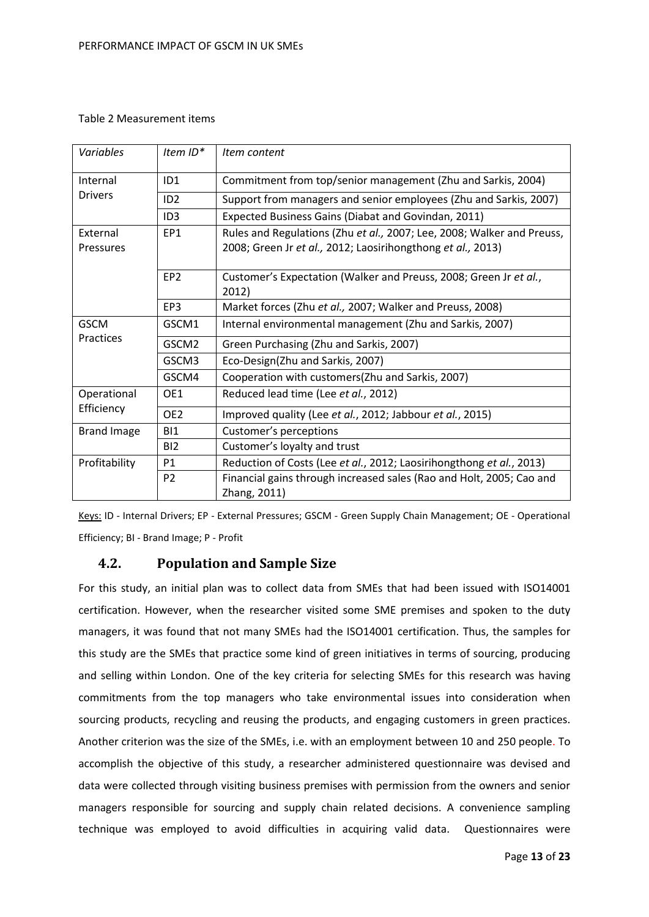Table 2 Measurement items

| *Variables* | *Item ID\** | *Item content* |
|---|---|---|
| Internal Drivers | ID1 | Commitment from top/senior management (Zhu and Sarkis, 2004) |
| | ID2 | Support from managers and senior employees (Zhu and Sarkis, 2007) |
| | ID3 | Expected Business Gains (Diabat and Govindan, 2011) |
| External Pressures | EP1 | Rules and Regulations (Zhu *et al.,* 2007; Lee, 2008; Walker and Preuss, 2008; Green Jr *et al.,* 2012; Laosirihongthong *et al.,* 2013) |
| | EP2 | Customer's Expectation (Walker and Preuss, 2008; Green Jr *et al.*, 2012) |
| | EP3 | Market forces (Zhu *et al.,* 2007; Walker and Preuss, 2008) |
| GSCM Practices | GSCM1 | Internal environmental management (Zhu and Sarkis, 2007) |
| | GSCM2 | Green Purchasing (Zhu and Sarkis, 2007) |
| | GSCM3 | Eco-Design(Zhu and Sarkis, 2007) |
| | GSCM4 | Cooperation with customers(Zhu and Sarkis, 2007) |
| Operational Efficiency | OE1 | Reduced lead time (Lee *et al.*, 2012) |
| | OE2 | Improved quality (Lee *et al.*, 2012; Jabbour *et al.*, 2015) |
| Brand Image | BI1 | Customer's perceptions |
| | BI2 | Customer's loyalty and trust |
| Profitability | P1 | Reduction of Costs (Lee *et al.*, 2012; Laosirihongthong *et al.*, 2013) |
| | P2 | Financial gains through increased sales (Rao and Holt, 2005; Cao and Zhang, 2011) |

Keys: ID - Internal Drivers; EP - External Pressures; GSCM - Green Supply Chain Management; OE - Operational Efficiency; BI - Brand Image; P - Profit

## 4.2. Population and Sample Size

For this study, an initial plan was to collect data from SMEs that had been issued with ISO14001 certification. However, when the researcher visited some SME premises and spoken to the duty managers, it was found that not many SMEs had the ISO14001 certification. Thus, the samples for this study are the SMEs that practice some kind of green initiatives in terms of sourcing, producing and selling within London. One of the key criteria for selecting SMEs for this research was having commitments from the top managers who take environmental issues into consideration when sourcing products, recycling and reusing the products, and engaging customers in green practices. Another criterion was the size of the SMEs, i.e. with an employment between 10 and 250 people. To accomplish the objective of this study, a researcher administered questionnaire was devised and data were collected through visiting business premises with permission from the owners and senior managers responsible for sourcing and supply chain related decisions. A convenience sampling technique was employed to avoid difficulties in acquiring valid data. Questionnaires were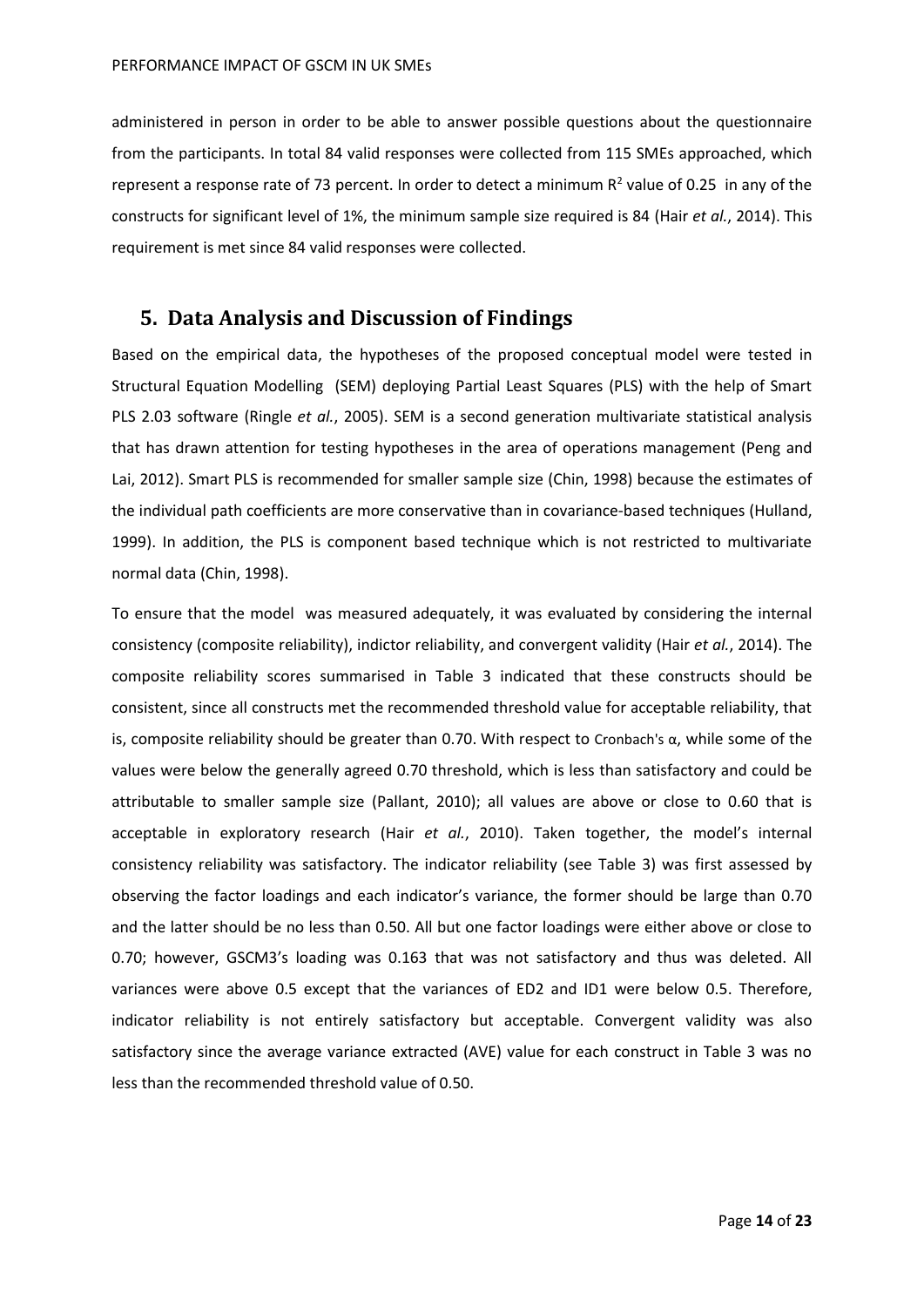administered in person in order to be able to answer possible questions about the questionnaire from the participants. In total 84 valid responses were collected from 115 SMEs approached, which represent a response rate of 73 percent. In order to detect a minimum $R^2$ value of 0.25 in any of the constructs for significant level of 1%, the minimum sample size required is 84 (Hair *et al.*, 2014). This requirement is met since 84 valid responses were collected.

## 5. Data Analysis and Discussion of Findings

Based on the empirical data, the hypotheses of the proposed conceptual model were tested in Structural Equation Modelling (SEM) deploying Partial Least Squares (PLS) with the help of Smart PLS 2.03 software (Ringle *et al.*, 2005). SEM is a second generation multivariate statistical analysis that has drawn attention for testing hypotheses in the area of operations management (Peng and Lai, 2012). Smart PLS is recommended for smaller sample size (Chin, 1998) because the estimates of the individual path coefficients are more conservative than in covariance-based techniques (Hulland, 1999). In addition, the PLS is component based technique which is not restricted to multivariate normal data (Chin, 1998).

To ensure that the model was measured adequately, it was evaluated by considering the internal consistency (composite reliability), indictor reliability, and convergent validity (Hair *et al.*, 2014). The composite reliability scores summarised in Table 3 indicated that these constructs should be consistent, since all constructs met the recommended threshold value for acceptable reliability, that is, composite reliability should be greater than 0.70. With respect to Cronbach's α, while some of the values were below the generally agreed 0.70 threshold, which is less than satisfactory and could be attributable to smaller sample size (Pallant, 2010); all values are above or close to 0.60 that is acceptable in exploratory research (Hair *et al.*, 2010). Taken together, the model's internal consistency reliability was satisfactory. The indicator reliability (see Table 3) was first assessed by observing the factor loadings and each indicator's variance, the former should be large than 0.70 and the latter should be no less than 0.50. All but one factor loadings were either above or close to 0.70; however, GSCM3's loading was 0.163 that was not satisfactory and thus was deleted. All variances were above 0.5 except that the variances of ED2 and ID1 were below 0.5. Therefore, indicator reliability is not entirely satisfactory but acceptable. Convergent validity was also satisfactory since the average variance extracted (AVE) value for each construct in Table 3 was no less than the recommended threshold value of 0.50.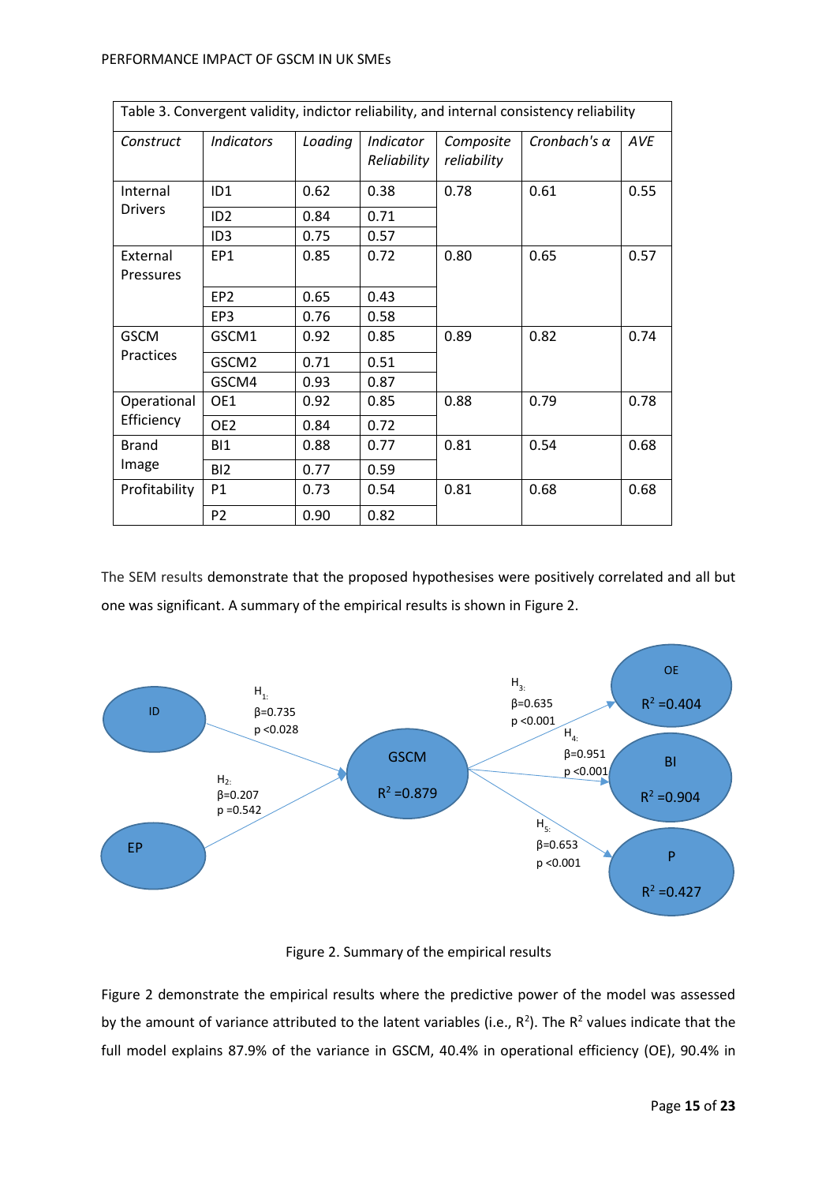| Table 3. Convergent validity, indictor reliability, and internal consistency reliability | | | | | | |
|---|---|---|---|---|---|---|
| *Construct* | *Indicators* | *Loading* | *Indicator Reliability* | *Composite reliability* | *Cronbach's α* | *AVE* |
| Internal Drivers | ID1 | 0.62 | 0.38 | 0.78 | 0.61 | 0.55 |
| | ID2 | 0.84 | 0.71 | | | |
| | ID3 | 0.75 | 0.57 | | | |
| External Pressures | EP1 | 0.85 | 0.72 | 0.80 | 0.65 | 0.57 |
| | EP2 | 0.65 | 0.43 | | | |
| | EP3 | 0.76 | 0.58 | | | |
| GSCM Practices | GSCM1 | 0.92 | 0.85 | 0.89 | 0.82 | 0.74 |
| | GSCM2 | 0.71 | 0.51 | | | |
| | GSCM4 | 0.93 | 0.87 | | | |
| Operational Efficiency | OE1 | 0.92 | 0.85 | 0.88 | 0.79 | 0.78 |
| | OE2 | 0.84 | 0.72 | | | |
| Brand Image | BI1 | 0.88 | 0.77 | 0.81 | 0.54 | 0.68 |
| | BI2 | 0.77 | 0.59 | | | |
| Profitability | P1 | 0.73 | 0.54 | 0.81 | 0.68 | 0.68 |
| | P2 | 0.90 | 0.82 | | | |

The SEM results demonstrate that the proposed hypothesises were positively correlated and all but one was significant. A summary of the empirical results is shown in Figure 2.

ID

EP

GSCM

$R^2$ =0.879

OE

$R^2$ =0.404

BI

$R^2$ =0.904

P

$R^2$ =0.427

$H_1$: β=0.735 p <0.028

$H_2$: β=0.207 p =0.542

$H_3$: β=0.635 p <0.001

$H_4$: β=0.951 p <0.001

$H_5$: β=0.653 p <0.001

Figure 2. Summary of the empirical results

Figure 2 demonstrate the empirical results where the predictive power of the model was assessed by the amount of variance attributed to the latent variables (i.e., $R^2$). The $R^2$ values indicate that the full model explains 87.9% of the variance in GSCM, 40.4% in operational efficiency (OE), 90.4% in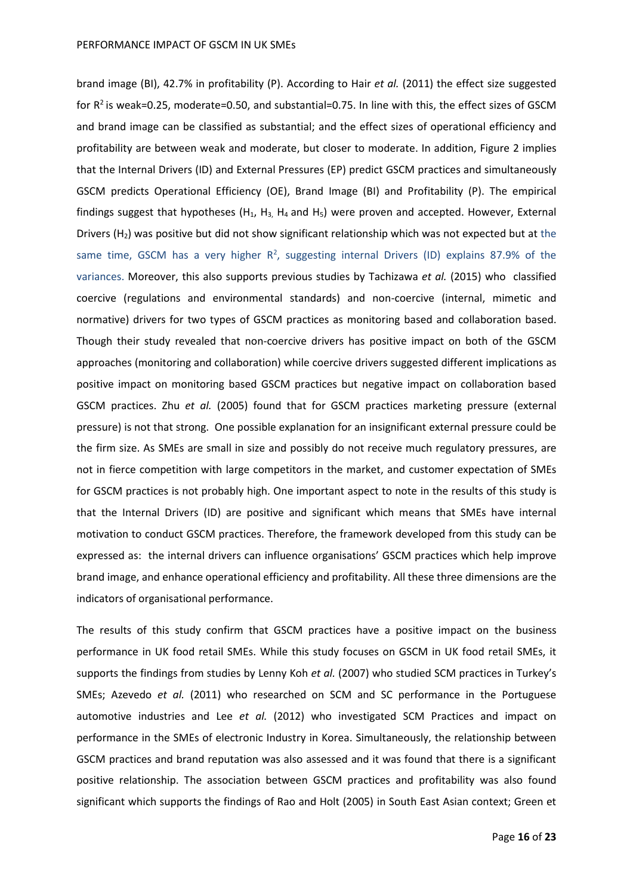brand image (BI), 42.7% in profitability (P). According to Hair *et al.* (2011) the effect size suggested for $R^2$ is weak=0.25, moderate=0.50, and substantial=0.75. In line with this, the effect sizes of GSCM and brand image can be classified as substantial; and the effect sizes of operational efficiency and profitability are between weak and moderate, but closer to moderate. In addition, Figure 2 implies that the Internal Drivers (ID) and External Pressures (EP) predict GSCM practices and simultaneously GSCM predicts Operational Efficiency (OE), Brand Image (BI) and Profitability (P). The empirical findings suggest that hypotheses ($H_1$, $H_3$, $H_4$ and $H_5$) were proven and accepted. However, External Drivers ($H_2$) was positive but did not show significant relationship which was not expected but at the same time, GSCM has a very higher $R^2$, suggesting internal Drivers (ID) explains 87.9% of the variances. Moreover, this also supports previous studies by Tachizawa *et al.* (2015) who classified coercive (regulations and environmental standards) and non-coercive (internal, mimetic and normative) drivers for two types of GSCM practices as monitoring based and collaboration based. Though their study revealed that non-coercive drivers has positive impact on both of the GSCM approaches (monitoring and collaboration) while coercive drivers suggested different implications as positive impact on monitoring based GSCM practices but negative impact on collaboration based GSCM practices. Zhu *et al.* (2005) found that for GSCM practices marketing pressure (external pressure) is not that strong. One possible explanation for an insignificant external pressure could be the firm size. As SMEs are small in size and possibly do not receive much regulatory pressures, are not in fierce competition with large competitors in the market, and customer expectation of SMEs for GSCM practices is not probably high. One important aspect to note in the results of this study is that the Internal Drivers (ID) are positive and significant which means that SMEs have internal motivation to conduct GSCM practices. Therefore, the framework developed from this study can be expressed as: the internal drivers can influence organisations' GSCM practices which help improve brand image, and enhance operational efficiency and profitability. All these three dimensions are the indicators of organisational performance.

The results of this study confirm that GSCM practices have a positive impact on the business performance in UK food retail SMEs. While this study focuses on GSCM in UK food retail SMEs, it supports the findings from studies by Lenny Koh *et al.* (2007) who studied SCM practices in Turkey's SMEs; Azevedo *et al.* (2011) who researched on SCM and SC performance in the Portuguese automotive industries and Lee *et al.* (2012) who investigated SCM Practices and impact on performance in the SMEs of electronic Industry in Korea. Simultaneously, the relationship between GSCM practices and brand reputation was also assessed and it was found that there is a significant positive relationship. The association between GSCM practices and profitability was also found significant which supports the findings of Rao and Holt (2005) in South East Asian context; Green et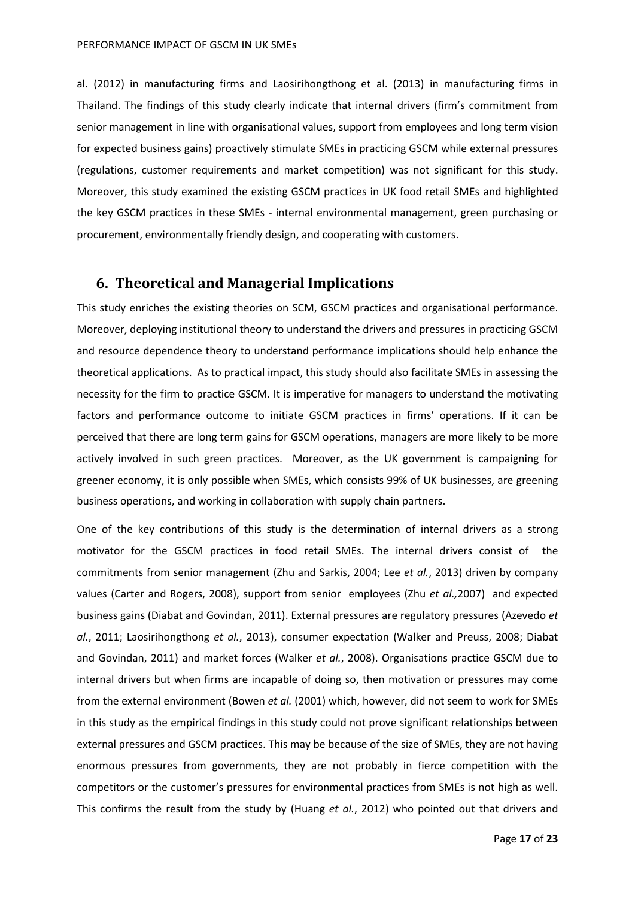al. (2012) in manufacturing firms and Laosirihongthong et al. (2013) in manufacturing firms in Thailand. The findings of this study clearly indicate that internal drivers (firm's commitment from senior management in line with organisational values, support from employees and long term vision for expected business gains) proactively stimulate SMEs in practicing GSCM while external pressures (regulations, customer requirements and market competition) was not significant for this study. Moreover, this study examined the existing GSCM practices in UK food retail SMEs and highlighted the key GSCM practices in these SMEs - internal environmental management, green purchasing or procurement, environmentally friendly design, and cooperating with customers.

## 6. Theoretical and Managerial Implications

This study enriches the existing theories on SCM, GSCM practices and organisational performance. Moreover, deploying institutional theory to understand the drivers and pressures in practicing GSCM and resource dependence theory to understand performance implications should help enhance the theoretical applications. As to practical impact, this study should also facilitate SMEs in assessing the necessity for the firm to practice GSCM. It is imperative for managers to understand the motivating factors and performance outcome to initiate GSCM practices in firms' operations. If it can be perceived that there are long term gains for GSCM operations, managers are more likely to be more actively involved in such green practices. Moreover, as the UK government is campaigning for greener economy, it is only possible when SMEs, which consists 99% of UK businesses, are greening business operations, and working in collaboration with supply chain partners.

One of the key contributions of this study is the determination of internal drivers as a strong motivator for the GSCM practices in food retail SMEs. The internal drivers consist of the commitments from senior management (Zhu and Sarkis, 2004; Lee *et al.*, 2013) driven by company values (Carter and Rogers, 2008), support from senior employees (Zhu *et al.,*2007) and expected business gains (Diabat and Govindan, 2011). External pressures are regulatory pressures (Azevedo *et al.*, 2011; Laosirihongthong *et al.*, 2013), consumer expectation (Walker and Preuss, 2008; Diabat and Govindan, 2011) and market forces (Walker *et al.*, 2008). Organisations practice GSCM due to internal drivers but when firms are incapable of doing so, then motivation or pressures may come from the external environment (Bowen *et al.* (2001) which, however, did not seem to work for SMEs in this study as the empirical findings in this study could not prove significant relationships between external pressures and GSCM practices. This may be because of the size of SMEs, they are not having enormous pressures from governments, they are not probably in fierce competition with the competitors or the customer's pressures for environmental practices from SMEs is not high as well. This confirms the result from the study by (Huang *et al.*, 2012) who pointed out that drivers and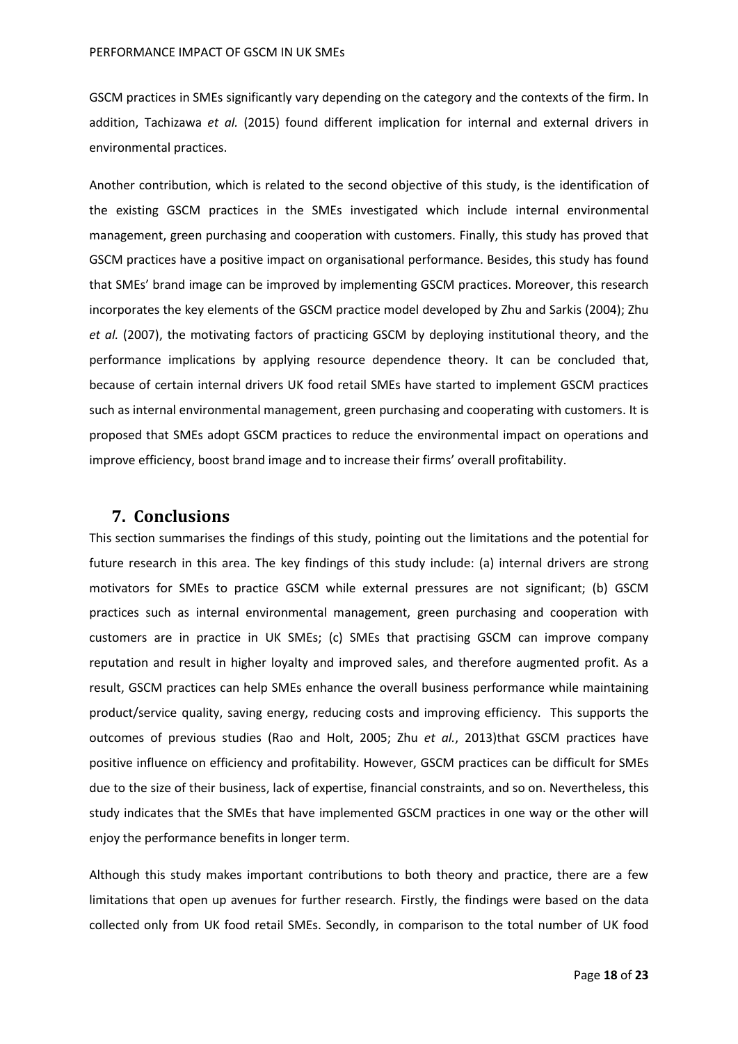GSCM practices in SMEs significantly vary depending on the category and the contexts of the firm. In addition, Tachizawa *et al.* (2015) found different implication for internal and external drivers in environmental practices.

Another contribution, which is related to the second objective of this study, is the identification of the existing GSCM practices in the SMEs investigated which include internal environmental management, green purchasing and cooperation with customers. Finally, this study has proved that GSCM practices have a positive impact on organisational performance. Besides, this study has found that SMEs' brand image can be improved by implementing GSCM practices. Moreover, this research incorporates the key elements of the GSCM practice model developed by Zhu and Sarkis (2004); Zhu *et al.* (2007), the motivating factors of practicing GSCM by deploying institutional theory, and the performance implications by applying resource dependence theory. It can be concluded that, because of certain internal drivers UK food retail SMEs have started to implement GSCM practices such as internal environmental management, green purchasing and cooperating with customers. It is proposed that SMEs adopt GSCM practices to reduce the environmental impact on operations and improve efficiency, boost brand image and to increase their firms' overall profitability.

## 7. Conclusions

This section summarises the findings of this study, pointing out the limitations and the potential for future research in this area. The key findings of this study include: (a) internal drivers are strong motivators for SMEs to practice GSCM while external pressures are not significant; (b) GSCM practices such as internal environmental management, green purchasing and cooperation with customers are in practice in UK SMEs; (c) SMEs that practising GSCM can improve company reputation and result in higher loyalty and improved sales, and therefore augmented profit. As a result, GSCM practices can help SMEs enhance the overall business performance while maintaining product/service quality, saving energy, reducing costs and improving efficiency. This supports the outcomes of previous studies (Rao and Holt, 2005; Zhu *et al.*, 2013)that GSCM practices have positive influence on efficiency and profitability. However, GSCM practices can be difficult for SMEs due to the size of their business, lack of expertise, financial constraints, and so on. Nevertheless, this study indicates that the SMEs that have implemented GSCM practices in one way or the other will enjoy the performance benefits in longer term.

Although this study makes important contributions to both theory and practice, there are a few limitations that open up avenues for further research. Firstly, the findings were based on the data collected only from UK food retail SMEs. Secondly, in comparison to the total number of UK food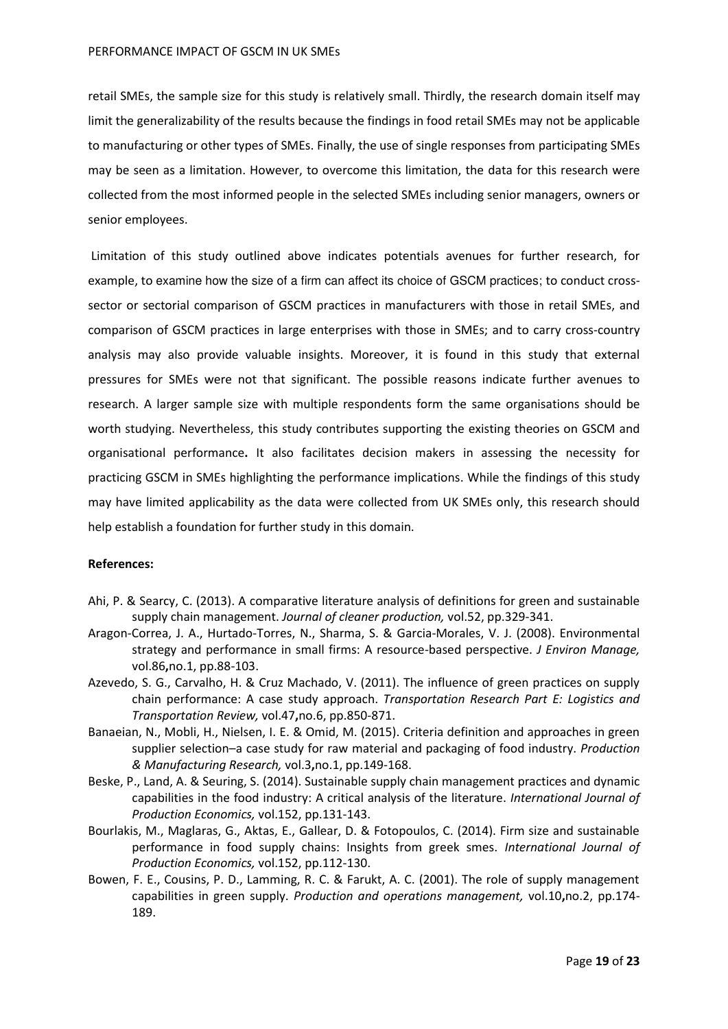retail SMEs, the sample size for this study is relatively small. Thirdly, the research domain itself may limit the generalizability of the results because the findings in food retail SMEs may not be applicable to manufacturing or other types of SMEs. Finally, the use of single responses from participating SMEs may be seen as a limitation. However, to overcome this limitation, the data for this research were collected from the most informed people in the selected SMEs including senior managers, owners or senior employees.

Limitation of this study outlined above indicates potentials avenues for further research, for example, to examine how the size of a firm can affect its choice of GSCM practices; to conduct cross-sector or sectorial comparison of GSCM practices in manufacturers with those in retail SMEs, and comparison of GSCM practices in large enterprises with those in SMEs; and to carry cross-country analysis may also provide valuable insights. Moreover, it is found in this study that external pressures for SMEs were not that significant. The possible reasons indicate further avenues to research. A larger sample size with multiple respondents form the same organisations should be worth studying. Nevertheless, this study contributes supporting the existing theories on GSCM and organisational performance**.** It also facilitates decision makers in assessing the necessity for practicing GSCM in SMEs highlighting the performance implications. While the findings of this study may have limited applicability as the data were collected from UK SMEs only, this research should help establish a foundation for further study in this domain.

**References:**

Ahi, P. & Searcy, C. (2013). A comparative literature analysis of definitions for green and sustainable supply chain management. *Journal of cleaner production,* vol.52, pp.329-341.

Aragon-Correa, J. A., Hurtado-Torres, N., Sharma, S. & Garcia-Morales, V. J. (2008). Environmental strategy and performance in small firms: A resource-based perspective. *J Environ Manage,* vol.86**,**no.1, pp.88-103.

Azevedo, S. G., Carvalho, H. & Cruz Machado, V. (2011). The influence of green practices on supply chain performance: A case study approach. *Transportation Research Part E: Logistics and Transportation Review,* vol.47**,**no.6, pp.850-871.

Banaeian, N., Mobli, H., Nielsen, I. E. & Omid, M. (2015). Criteria definition and approaches in green supplier selection–a case study for raw material and packaging of food industry. *Production & Manufacturing Research,* vol.3**,**no.1, pp.149-168.

Beske, P., Land, A. & Seuring, S. (2014). Sustainable supply chain management practices and dynamic capabilities in the food industry: A critical analysis of the literature. *International Journal of Production Economics,* vol.152, pp.131-143.

Bourlakis, M., Maglaras, G., Aktas, E., Gallear, D. & Fotopoulos, C. (2014). Firm size and sustainable performance in food supply chains: Insights from greek smes. *International Journal of Production Economics,* vol.152, pp.112-130.

Bowen, F. E., Cousins, P. D., Lamming, R. C. & Farukt, A. C. (2001). The role of supply management capabilities in green supply. *Production and operations management,* vol.10**,**no.2, pp.174-189.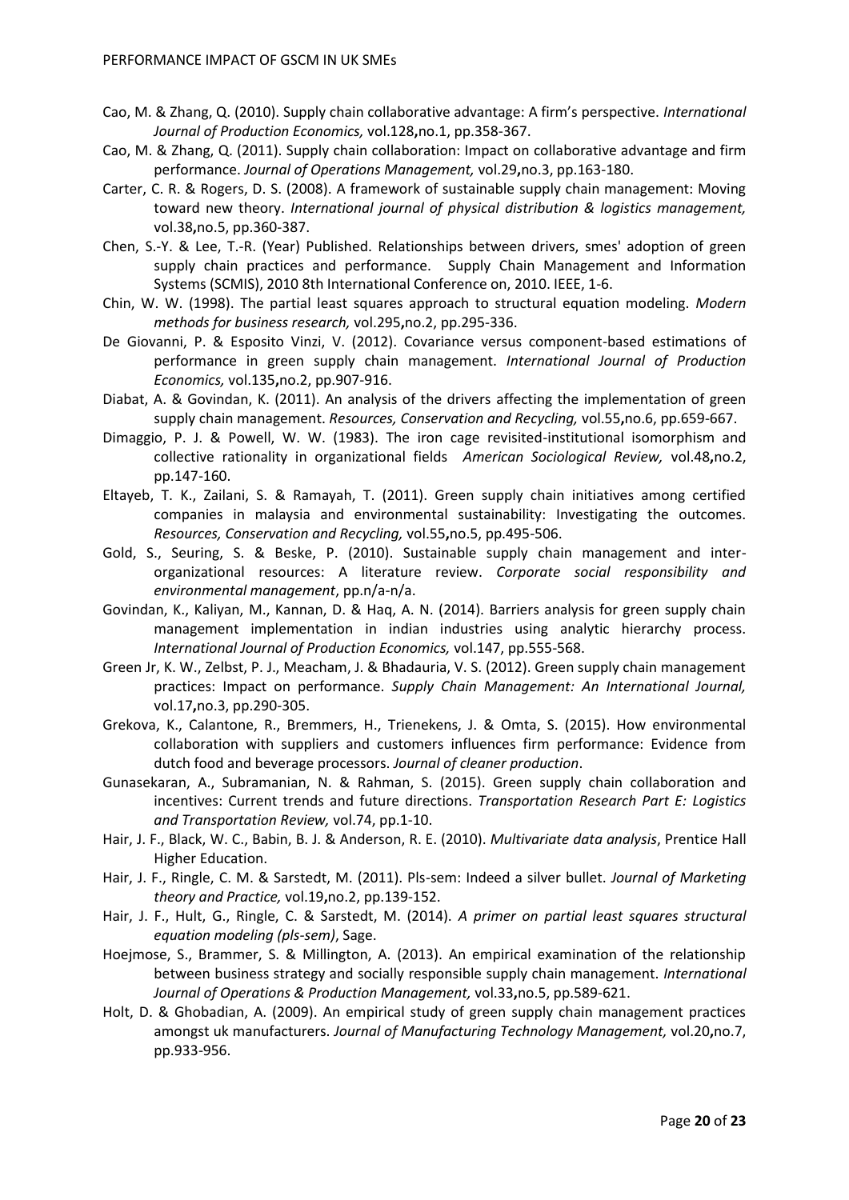Cao, M. & Zhang, Q. (2010). Supply chain collaborative advantage: A firm's perspective. *International Journal of Production Economics,* vol.128**,**no.1, pp.358-367.

Cao, M. & Zhang, Q. (2011). Supply chain collaboration: Impact on collaborative advantage and firm performance. *Journal of Operations Management,* vol.29**,**no.3, pp.163-180.

Carter, C. R. & Rogers, D. S. (2008). A framework of sustainable supply chain management: Moving toward new theory. *International journal of physical distribution & logistics management,* vol.38**,**no.5, pp.360-387.

Chen, S.-Y. & Lee, T.-R. (Year) Published. Relationships between drivers, smes' adoption of green supply chain practices and performance. Supply Chain Management and Information Systems (SCMIS), 2010 8th International Conference on, 2010. IEEE, 1-6.

Chin, W. W. (1998). The partial least squares approach to structural equation modeling. *Modern methods for business research,* vol.295**,**no.2, pp.295-336.

De Giovanni, P. & Esposito Vinzi, V. (2012). Covariance versus component-based estimations of performance in green supply chain management. *International Journal of Production Economics,* vol.135**,**no.2, pp.907-916.

Diabat, A. & Govindan, K. (2011). An analysis of the drivers affecting the implementation of green supply chain management. *Resources, Conservation and Recycling,* vol.55**,**no.6, pp.659-667.

Dimaggio, P. J. & Powell, W. W. (1983). The iron cage revisited-institutional isomorphism and collective rationality in organizational fields *American Sociological Review,* vol.48**,**no.2, pp.147-160.

Eltayeb, T. K., Zailani, S. & Ramayah, T. (2011). Green supply chain initiatives among certified companies in malaysia and environmental sustainability: Investigating the outcomes. *Resources, Conservation and Recycling,* vol.55**,**no.5, pp.495-506.

Gold, S., Seuring, S. & Beske, P. (2010). Sustainable supply chain management and inter-organizational resources: A literature review. *Corporate social responsibility and environmental management*, pp.n/a-n/a.

Govindan, K., Kaliyan, M., Kannan, D. & Haq, A. N. (2014). Barriers analysis for green supply chain management implementation in indian industries using analytic hierarchy process. *International Journal of Production Economics,* vol.147, pp.555-568.

Green Jr, K. W., Zelbst, P. J., Meacham, J. & Bhadauria, V. S. (2012). Green supply chain management practices: Impact on performance. *Supply Chain Management: An International Journal,* vol.17**,**no.3, pp.290-305.

Grekova, K., Calantone, R., Bremmers, H., Trienekens, J. & Omta, S. (2015). How environmental collaboration with suppliers and customers influences firm performance: Evidence from dutch food and beverage processors. *Journal of cleaner production*.

Gunasekaran, A., Subramanian, N. & Rahman, S. (2015). Green supply chain collaboration and incentives: Current trends and future directions. *Transportation Research Part E: Logistics and Transportation Review,* vol.74, pp.1-10.

Hair, J. F., Black, W. C., Babin, B. J. & Anderson, R. E. (2010). *Multivariate data analysis*, Prentice Hall Higher Education.

Hair, J. F., Ringle, C. M. & Sarstedt, M. (2011). Pls-sem: Indeed a silver bullet. *Journal of Marketing theory and Practice,* vol.19**,**no.2, pp.139-152.

Hair, J. F., Hult, G., Ringle, C. & Sarstedt, M. (2014). *A primer on partial least squares structural equation modeling (pls-sem)*, Sage.

Hoejmose, S., Brammer, S. & Millington, A. (2013). An empirical examination of the relationship between business strategy and socially responsible supply chain management. *International Journal of Operations & Production Management,* vol.33**,**no.5, pp.589-621.

Holt, D. & Ghobadian, A. (2009). An empirical study of green supply chain management practices amongst uk manufacturers. *Journal of Manufacturing Technology Management,* vol.20**,**no.7, pp.933-956.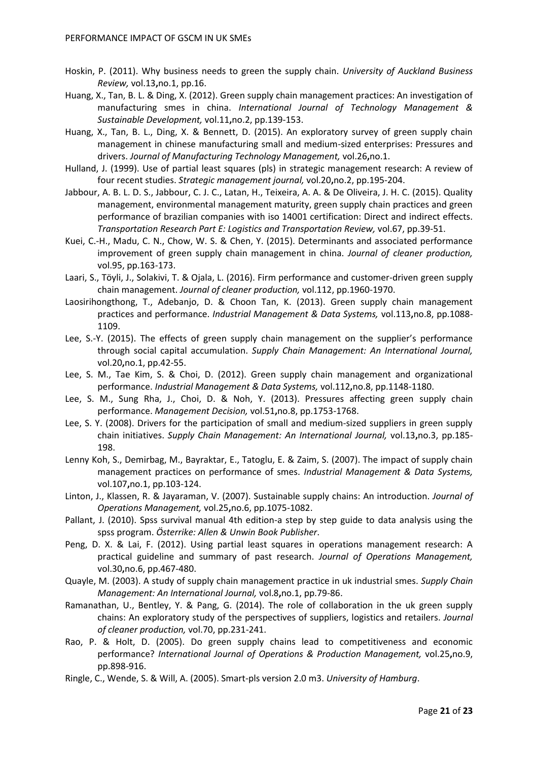Hoskin, P. (2011). Why business needs to green the supply chain. *University of Auckland Business Review,* vol.13**,**no.1, pp.16.

Huang, X., Tan, B. L. & Ding, X. (2012). Green supply chain management practices: An investigation of manufacturing smes in china. *International Journal of Technology Management & Sustainable Development,* vol.11**,**no.2, pp.139-153.

Huang, X., Tan, B. L., Ding, X. & Bennett, D. (2015). An exploratory survey of green supply chain management in chinese manufacturing small and medium-sized enterprises: Pressures and drivers. *Journal of Manufacturing Technology Management,* vol.26**,**no.1.

Hulland, J. (1999). Use of partial least squares (pls) in strategic management research: A review of four recent studies. *Strategic management journal,* vol.20**,**no.2, pp.195-204.

Jabbour, A. B. L. D. S., Jabbour, C. J. C., Latan, H., Teixeira, A. A. & De Oliveira, J. H. C. (2015). Quality management, environmental management maturity, green supply chain practices and green performance of brazilian companies with iso 14001 certification: Direct and indirect effects. *Transportation Research Part E: Logistics and Transportation Review,* vol.67, pp.39-51.

Kuei, C.-H., Madu, C. N., Chow, W. S. & Chen, Y. (2015). Determinants and associated performance improvement of green supply chain management in china. *Journal of cleaner production,* vol.95, pp.163-173.

Laari, S., Töyli, J., Solakivi, T. & Ojala, L. (2016). Firm performance and customer-driven green supply chain management. *Journal of cleaner production,* vol.112, pp.1960-1970.

Laosirihongthong, T., Adebanjo, D. & Choon Tan, K. (2013). Green supply chain management practices and performance. *Industrial Management & Data Systems,* vol.113**,**no.8, pp.1088-1109.

Lee, S.-Y. (2015). The effects of green supply chain management on the supplier's performance through social capital accumulation. *Supply Chain Management: An International Journal,* vol.20**,**no.1, pp.42-55.

Lee, S. M., Tae Kim, S. & Choi, D. (2012). Green supply chain management and organizational performance. *Industrial Management & Data Systems,* vol.112**,**no.8, pp.1148-1180.

Lee, S. M., Sung Rha, J., Choi, D. & Noh, Y. (2013). Pressures affecting green supply chain performance. *Management Decision,* vol.51**,**no.8, pp.1753-1768.

Lee, S. Y. (2008). Drivers for the participation of small and medium-sized suppliers in green supply chain initiatives. *Supply Chain Management: An International Journal,* vol.13**,**no.3, pp.185-198.

Lenny Koh, S., Demirbag, M., Bayraktar, E., Tatoglu, E. & Zaim, S. (2007). The impact of supply chain management practices on performance of smes. *Industrial Management & Data Systems,* vol.107**,**no.1, pp.103-124.

Linton, J., Klassen, R. & Jayaraman, V. (2007). Sustainable supply chains: An introduction. *Journal of Operations Management,* vol.25**,**no.6, pp.1075-1082.

Pallant, J. (2010). Spss survival manual 4th edition-a step by step guide to data analysis using the spss program. *Österrike: Allen & Unwin Book Publisher*.

Peng, D. X. & Lai, F. (2012). Using partial least squares in operations management research: A practical guideline and summary of past research. *Journal of Operations Management,* vol.30**,**no.6, pp.467-480.

Quayle, M. (2003). A study of supply chain management practice in uk industrial smes. *Supply Chain Management: An International Journal,* vol.8**,**no.1, pp.79-86.

Ramanathan, U., Bentley, Y. & Pang, G. (2014). The role of collaboration in the uk green supply chains: An exploratory study of the perspectives of suppliers, logistics and retailers. *Journal of cleaner production,* vol.70, pp.231-241.

Rao, P. & Holt, D. (2005). Do green supply chains lead to competitiveness and economic performance? *International Journal of Operations & Production Management,* vol.25**,**no.9, pp.898-916.

Ringle, C., Wende, S. & Will, A. (2005). Smart-pls version 2.0 m3. *University of Hamburg*.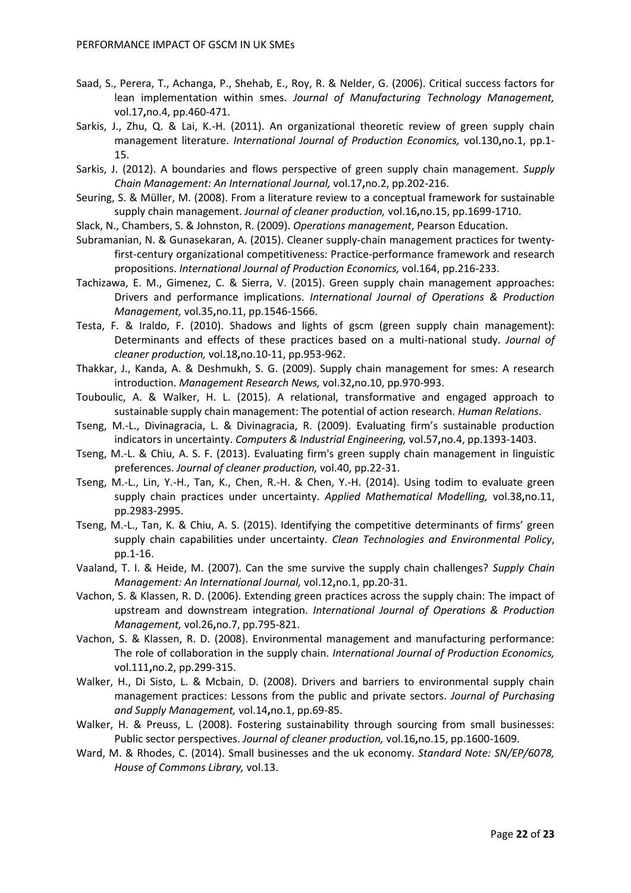Saad, S., Perera, T., Achanga, P., Shehab, E., Roy, R. & Nelder, G. (2006). Critical success factors for lean implementation within smes. *Journal of Manufacturing Technology Management,* vol.17**,**no.4, pp.460-471.

Sarkis, J., Zhu, Q. & Lai, K.-H. (2011). An organizational theoretic review of green supply chain management literature. *International Journal of Production Economics,* vol.130**,**no.1, pp.1-15.

Sarkis, J. (2012). A boundaries and flows perspective of green supply chain management. *Supply Chain Management: An International Journal,* vol.17**,**no.2, pp.202-216.

Seuring, S. & Müller, M. (2008). From a literature review to a conceptual framework for sustainable supply chain management. *Journal of cleaner production,* vol.16**,**no.15, pp.1699-1710.

Slack, N., Chambers, S. & Johnston, R. (2009). *Operations management*, Pearson Education.

Subramanian, N. & Gunasekaran, A. (2015). Cleaner supply-chain management practices for twenty-first-century organizational competitiveness: Practice-performance framework and research propositions. *International Journal of Production Economics,* vol.164, pp.216-233.

Tachizawa, E. M., Gimenez, C. & Sierra, V. (2015). Green supply chain management approaches: Drivers and performance implications. *International Journal of Operations & Production Management,* vol.35**,**no.11, pp.1546-1566.

Testa, F. & Iraldo, F. (2010). Shadows and lights of gscm (green supply chain management): Determinants and effects of these practices based on a multi-national study. *Journal of cleaner production,* vol.18**,**no.10-11, pp.953-962.

Thakkar, J., Kanda, A. & Deshmukh, S. G. (2009). Supply chain management for smes: A research introduction. *Management Research News,* vol.32**,**no.10, pp.970-993.

Touboulic, A. & Walker, H. L. (2015). A relational, transformative and engaged approach to sustainable supply chain management: The potential of action research. *Human Relations*.

Tseng, M.-L., Divinagracia, L. & Divinagracia, R. (2009). Evaluating firm's sustainable production indicators in uncertainty. *Computers & Industrial Engineering,* vol.57**,**no.4, pp.1393-1403.

Tseng, M.-L. & Chiu, A. S. F. (2013). Evaluating firm's green supply chain management in linguistic preferences. *Journal of cleaner production,* vol.40, pp.22-31.

Tseng, M.-L., Lin, Y.-H., Tan, K., Chen, R.-H. & Chen, Y.-H. (2014). Using todim to evaluate green supply chain practices under uncertainty. *Applied Mathematical Modelling,* vol.38**,**no.11, pp.2983-2995.

Tseng, M.-L., Tan, K. & Chiu, A. S. (2015). Identifying the competitive determinants of firms' green supply chain capabilities under uncertainty. *Clean Technologies and Environmental Policy*, pp.1-16.

Vaaland, T. I. & Heide, M. (2007). Can the sme survive the supply chain challenges? *Supply Chain Management: An International Journal,* vol.12**,**no.1, pp.20-31.

Vachon, S. & Klassen, R. D. (2006). Extending green practices across the supply chain: The impact of upstream and downstream integration. *International Journal of Operations & Production Management,* vol.26**,**no.7, pp.795-821.

Vachon, S. & Klassen, R. D. (2008). Environmental management and manufacturing performance: The role of collaboration in the supply chain. *International Journal of Production Economics,* vol.111**,**no.2, pp.299-315.

Walker, H., Di Sisto, L. & Mcbain, D. (2008). Drivers and barriers to environmental supply chain management practices: Lessons from the public and private sectors. *Journal of Purchasing and Supply Management,* vol.14**,**no.1, pp.69-85.

Walker, H. & Preuss, L. (2008). Fostering sustainability through sourcing from small businesses: Public sector perspectives. *Journal of cleaner production,* vol.16**,**no.15, pp.1600-1609.

Ward, M. & Rhodes, C. (2014). Small businesses and the uk economy. *Standard Note: SN/EP/6078, House of Commons Library,* vol.13.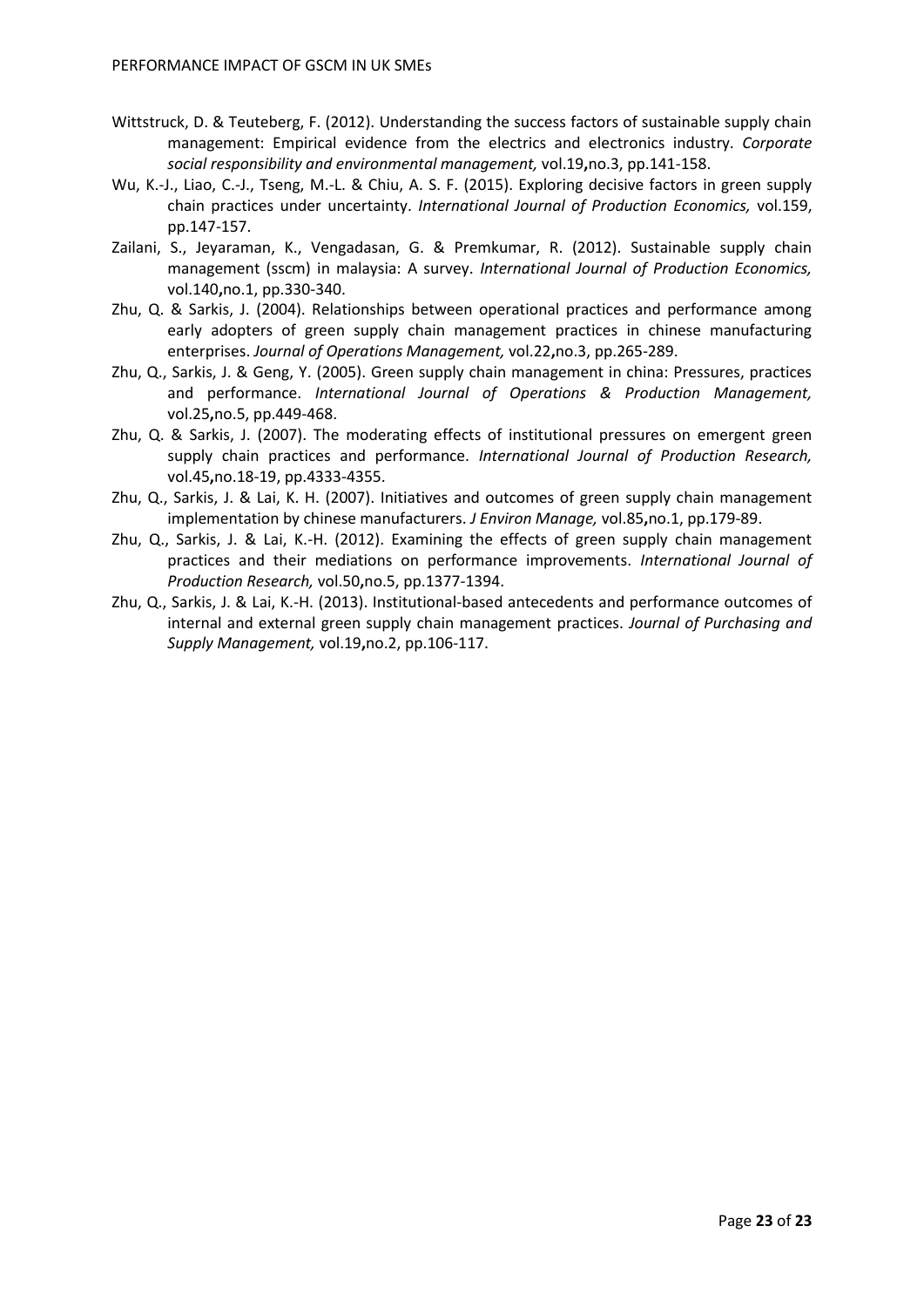Wittstruck, D. & Teuteberg, F. (2012). Understanding the success factors of sustainable supply chain management: Empirical evidence from the electrics and electronics industry. *Corporate social responsibility and environmental management,* vol.19**,**no.3, pp.141-158.

Wu, K.-J., Liao, C.-J., Tseng, M.-L. & Chiu, A. S. F. (2015). Exploring decisive factors in green supply chain practices under uncertainty. *International Journal of Production Economics,* vol.159, pp.147-157.

Zailani, S., Jeyaraman, K., Vengadasan, G. & Premkumar, R. (2012). Sustainable supply chain management (sscm) in malaysia: A survey. *International Journal of Production Economics,* vol.140**,**no.1, pp.330-340.

Zhu, Q. & Sarkis, J. (2004). Relationships between operational practices and performance among early adopters of green supply chain management practices in chinese manufacturing enterprises. *Journal of Operations Management,* vol.22**,**no.3, pp.265-289.

Zhu, Q., Sarkis, J. & Geng, Y. (2005). Green supply chain management in china: Pressures, practices and performance. *International Journal of Operations & Production Management,* vol.25**,**no.5, pp.449-468.

Zhu, Q. & Sarkis, J. (2007). The moderating effects of institutional pressures on emergent green supply chain practices and performance. *International Journal of Production Research,* vol.45**,**no.18-19, pp.4333-4355.

Zhu, Q., Sarkis, J. & Lai, K. H. (2007). Initiatives and outcomes of green supply chain management implementation by chinese manufacturers. *J Environ Manage,* vol.85**,**no.1, pp.179-89.

Zhu, Q., Sarkis, J. & Lai, K.-H. (2012). Examining the effects of green supply chain management practices and their mediations on performance improvements. *International Journal of Production Research,* vol.50**,**no.5, pp.1377-1394.

Zhu, Q., Sarkis, J. & Lai, K.-H. (2013). Institutional-based antecedents and performance outcomes of internal and external green supply chain management practices. *Journal of Purchasing and Supply Management,* vol.19**,**no.2, pp.106-117.